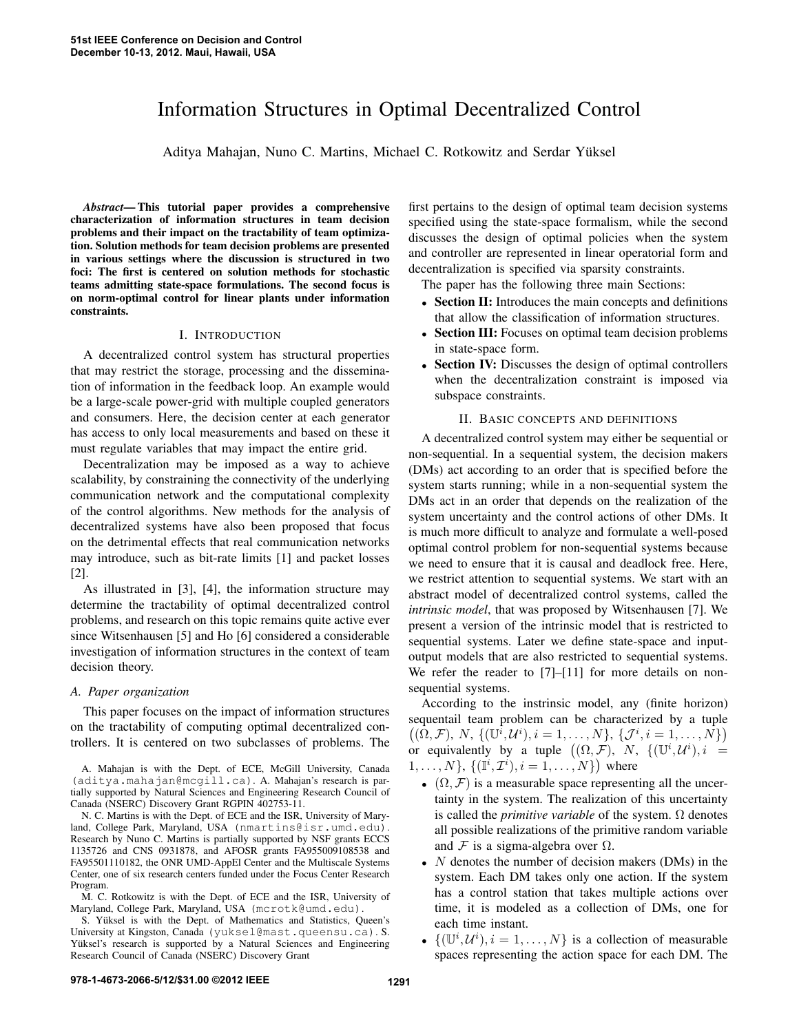# Information Structures in Optimal Decentralized Control

Aditya Mahajan, Nuno C. Martins, Michael C. Rotkowitz and Serdar Yüksel

***Abstract*— This tutorial paper provides a comprehensive characterization of information structures in team decision problems and their impact on the tractability of team optimization. Solution methods for team decision problems are presented in various settings where the discussion is structured in two foci: The first is centered on solution methods for stochastic teams admitting state-space formulations. The second focus is on norm-optimal control for linear plants under information constraints.**

## I. Introduction

A decentralized control system has structural properties that may restrict the storage, processing and the dissemination of information in the feedback loop. An example would be a large-scale power-grid with multiple coupled generators and consumers. Here, the decision center at each generator has access to only local measurements and based on these it must regulate variables that may impact the entire grid.

Decentralization may be imposed as a way to achieve scalability, by constraining the connectivity of the underlying communication network and the computational complexity of the control algorithms. New methods for the analysis of decentralized systems have also been proposed that focus on the detrimental effects that real communication networks may introduce, such as bit-rate limits [1] and packet losses [2].

As illustrated in [3], [4], the information structure may determine the tractability of optimal decentralized control problems, and research on this topic remains quite active ever since Witsenhausen [5] and Ho [6] considered a considerable investigation of information structures in the context of team decision theory.

### A. Paper organization

This paper focuses on the impact of information structures on the tractability of computing optimal decentralized controllers. It is centered on two subclasses of problems. The first pertains to the design of optimal team decision systems specified using the state-space formalism, while the second discusses the design of optimal policies when the system and controller are represented in linear operatorial form and decentralization is specified via sparsity constraints.

The paper has the following three main Sections:

- **Section II:** Introduces the main concepts and definitions that allow the classification of information structures.
- **Section III:** Focuses on optimal team decision problems in state-space form.
- **Section IV:** Discusses the design of optimal controllers when the decentralization constraint is imposed via subspace constraints.

## II. Basic concepts and definitions

A decentralized control system may either be sequential or non-sequential. In a sequential system, the decision makers (DMs) act according to an order that is specified before the system starts running; while in a non-sequential system the DMs act in an order that depends on the realization of the system uncertainty and the control actions of other DMs. It is much more difficult to analyze and formulate a well-posed optimal control problem for non-sequential systems because we need to ensure that it is causal and deadlock free. Here, we restrict attention to sequential systems. We start with an abstract model of decentralized control systems, called the *intrinsic model*, that was proposed by Witsenhausen [7]. We present a version of the intrinsic model that is restricted to sequential systems. Later we define state-space and input-output models that are also restricted to sequential systems. We refer the reader to [7]–[11] for more details on non-sequential systems.

According to the instrinsic model, any (finite horizon) sequentail team problem can be characterized by a tuple $\big((\Omega,\mathcal{F}),\, N,\, \{(\mathbb{U}^i,\mathcal{U}^i), i=1,\dots,N\},\, \{\mathcal{J}^i, i=1,\dots,N\}\big)$ or equivalently by a tuple $\big((\Omega,\mathcal{F}),\, N,\, \{(\mathbb{U}^i,\mathcal{U}^i), i = 1,\dots,N\},\, \{(\mathbb{I}^i,\mathcal{I}^i), i=1,\dots,N\}\big)$ where

- $(\Omega,\mathcal{F})$ is a measurable space representing all the uncertainty in the system. The realization of this uncertainty is called the *primitive variable* of the system. $\Omega$ denotes all possible realizations of the primitive random variable and $\mathcal{F}$ is a sigma-algebra over $\Omega$.
- $N$ denotes the number of decision makers (DMs) in the system. Each DM takes only one action. If the system has a control station that takes multiple actions over time, it is modeled as a collection of DMs, one for each time instant.
- $\{(\mathbb{U}^i,\mathcal{U}^i), i=1,\dots,N\}$ is a collection of measurable spaces representing the action space for each DM. The

A. Mahajan is with the Dept. of ECE, McGill University, Canada (aditya.mahajan@mcgill.ca). A. Mahajan's research is partially supported by Natural Sciences and Engineering Research Council of Canada (NSERC) Discovery Grant RGPIN 402753-11.

N. C. Martins is with the Dept. of ECE and the ISR, University of Maryland, College Park, Maryland, USA (nmartins@isr.umd.edu). Research by Nuno C. Martins is partially supported by NSF grants ECCS 1135726 and CNS 0931878, and AFOSR grants FA955009108538 and FA95501110182, the ONR UMD-AppEl Center and the Multiscale Systems Center, one of six research centers funded under the Focus Center Research Program.

M. C. Rotkowitz is with the Dept. of ECE and the ISR, University of Maryland, College Park, Maryland, USA (mcrotk@umd.edu).

S. Yüksel is with the Dept. of Mathematics and Statistics, Queen's University at Kingston, Canada (yuksel@mast.queensu.ca). S. Yüksel's research is supported by a Natural Sciences and Engineering Research Council of Canada (NSERC) Discovery Grant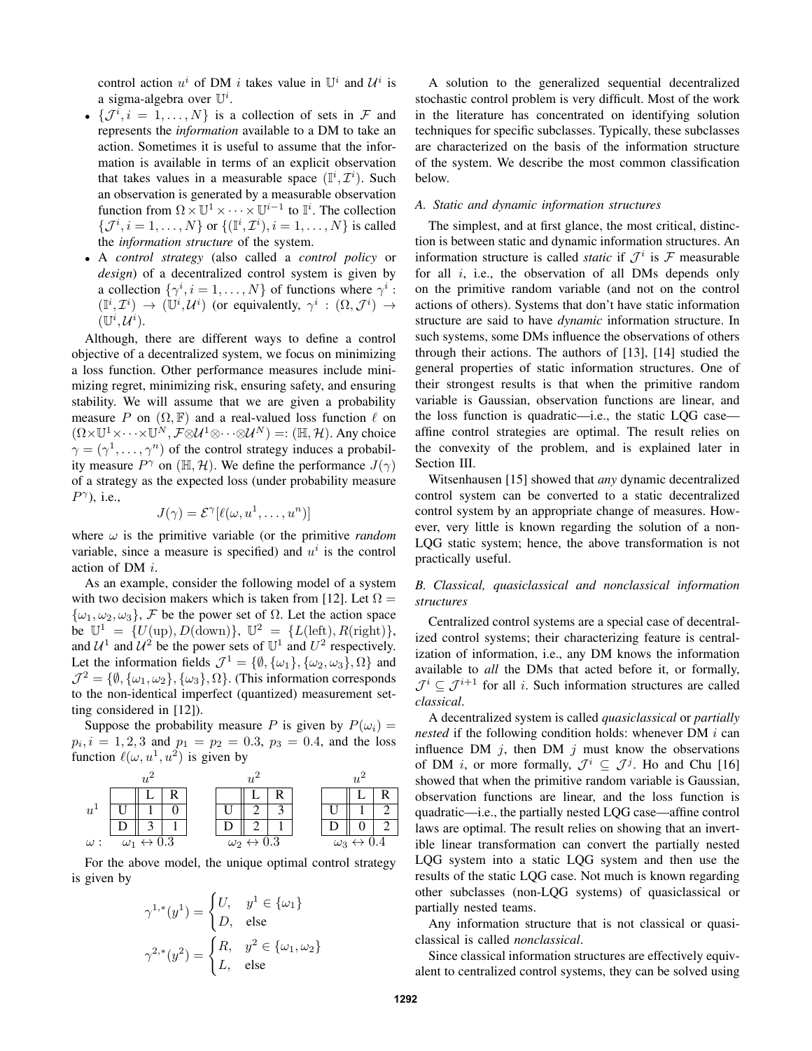control action $u^i$ of DM $i$ takes value in $\mathbb{U}^i$ and $\mathcal{U}^i$ is a sigma-algebra over $\mathbb{U}^i$.

- $\{\mathcal{J}^i, i = 1, \dots, N\}$ is a collection of sets in $\mathcal{F}$ and represents the *information* available to a DM to take an action. Sometimes it is useful to assume that the information is available in terms of an explicit observation that takes values in a measurable space $(\mathbb{I}^i, \mathcal{I}^i)$. Such an observation is generated by a measurable observation function from $\Omega \times \mathbb{U}^1 \times \cdots \times \mathbb{U}^{i-1}$ to $\mathbb{I}^i$. The collection $\{\mathcal{J}^i, i = 1, \dots, N\}$ or $\{(\mathbb{I}^i, \mathcal{I}^i), i = 1, \dots, N\}$ is called the *information structure* of the system.
- A *control strategy* (also called a *control policy* or *design*) of a decentralized control system is given by a collection $\{\gamma^i, i = 1, \dots, N\}$ of functions where $\gamma^i : (\mathbb{I}^i, \mathcal{I}^i) \to (\mathbb{U}^i, \mathcal{U}^i)$ (or equivalently, $\gamma^i : (\Omega, \mathcal{J}^i) \to (\mathbb{U}^i, \mathcal{U}^i)$).

Although, there are different ways to define a control objective of a decentralized system, we focus on minimizing a loss function. Other performance measures include minimizing regret, minimizing risk, ensuring safety, and ensuring stability. We will assume that we are given a probability measure $P$ on $(\Omega, \mathbb{F})$ and a real-valued loss function $\ell$ on $(\Omega \times \mathbb{U}^1 \times \cdots \times \mathbb{U}^N, \mathcal{F} \otimes \mathcal{U}^1 \otimes \cdots \otimes \mathcal{U}^N) =: (\mathbb{H}, \mathcal{H})$. Any choice $\gamma = (\gamma^1, \dots, \gamma^n)$ of the control strategy induces a probability measure $P^\gamma$ on $(\mathbb{H}, \mathcal{H})$. We define the performance $J(\gamma)$ of a strategy as the expected loss (under probability measure $P^\gamma$), i.e.,

$$J(\gamma) = \mathcal{E}^\gamma[\ell(\omega, u^1, \dots, u^n)]$$

where $\omega$ is the primitive variable (or the primitive *random* variable, since a measure is specified) and $u^i$ is the control action of DM $i$.

As an example, consider the following model of a system with two decision makers which is taken from [12]. Let $\Omega = \{\omega_1, \omega_2, \omega_3\}$, $\mathcal{F}$ be the power set of $\Omega$. Let the action space be $\mathbb{U}^1 = \{U(\text{up}), D(\text{down})\}$, $\mathbb{U}^2 = \{L(\text{left}), R(\text{right})\}$, and $\mathcal{U}^1$ and $\mathcal{U}^2$ be the power sets of $\mathbb{U}^1$ and $U^2$ respectively. Let the information fields $\mathcal{J}^1 = \{\emptyset, \{\omega_1\}, \{\omega_2, \omega_3\}, \Omega\}$ and $\mathcal{J}^2 = \{\emptyset, \{\omega_1, \omega_2\}, \{\omega_3\}, \Omega\}$. (This information corresponds to the non-identical imperfect (quantized) measurement setting considered in [12]).

Suppose the probability measure $P$ is given by $P(\omega_i) = p_i, i = 1, 2, 3$ and $p_1 = p_2 = 0.3$, $p_3 = 0.4$, and the loss function $\ell(\omega, u^1, u^2)$ is given by

$\omega_1 \leftrightarrow 0.3$:

| $u^1$ \ $u^2$ | L | R |
|---|---|---|
| U | 1 | 0 |
| D | 3 | 1 |

$\omega_2 \leftrightarrow 0.3$:

| $u^1$ \ $u^2$ | L | R |
|---|---|---|
| U | 2 | 3 |
| D | 2 | 1 |

$\omega_3 \leftrightarrow 0.4$:

| $u^1$ \ $u^2$ | L | R |
|---|---|---|
| U | 1 | 2 |
| D | 0 | 2 |

For the above model, the unique optimal control strategy is given by

$$\gamma^{1,*}(y^1) = \begin{cases} U, & y^1 \in \{\omega_1\} \\ D, & \text{else} \end{cases}$$

$$\gamma^{2,*}(y^2) = \begin{cases} R, & y^2 \in \{\omega_1, \omega_2\} \\ L, & \text{else} \end{cases}$$

A solution to the generalized sequential decentralized stochastic control problem is very difficult. Most of the work in the literature has concentrated on identifying solution techniques for specific subclasses. Typically, these subclasses are characterized on the basis of the information structure of the system. We describe the most common classification below.

### A. Static and dynamic information structures

The simplest, and at first glance, the most critical, distinction is between static and dynamic information structures. An information structure is called *static* if $\mathcal{J}^i$ is $\mathcal{F}$ measurable for all $i$, i.e., the observation of all DMs depends only on the primitive random variable (and not on the control actions of others). Systems that don't have static information structure are said to have *dynamic* information structure. In such systems, some DMs influence the observations of others through their actions. The authors of [13], [14] studied the general properties of static information structures. One of their strongest results is that when the primitive random variable is Gaussian, observation functions are linear, and the loss function is quadratic—i.e., the static LQG case—affine control strategies are optimal. The result relies on the convexity of the problem, and is explained later in Section III.

Witsenhausen [15] showed that *any* dynamic decentralized control system can be converted to a static decentralized control system by an appropriate change of measures. However, very little is known regarding the solution of a non-LQG static system; hence, the above transformation is not practically useful.

### B. Classical, quasiclassical and nonclassical information structures

Centralized control systems are a special case of decentralized control systems; their characterizing feature is centralization of information, i.e., any DM knows the information available to *all* the DMs that acted before it, or formally, $\mathcal{J}^i \subseteq \mathcal{J}^{i+1}$ for all $i$. Such information structures are called *classical*.

A decentralized system is called *quasiclassical* or *partially nested* if the following condition holds: whenever DM $i$ can influence DM $j$, then DM $j$ must know the observations of DM $i$, or more formally, $\mathcal{J}^i \subseteq \mathcal{J}^j$. Ho and Chu [16] showed that when the primitive random variable is Gaussian, observation functions are linear, and the loss function is quadratic—i.e., the partially nested LQG case—affine control laws are optimal. The result relies on showing that an invertible linear transformation can convert the partially nested LQG system into a static LQG system and then use the results of the static LQG case. Not much is known regarding other subclasses (non-LQG systems) of quasiclassical or partially nested teams.

Any information structure that is not classical or quasiclassical is called *nonclassical*.

Since classical information structures are effectively equivalent to centralized control systems, they can be solved using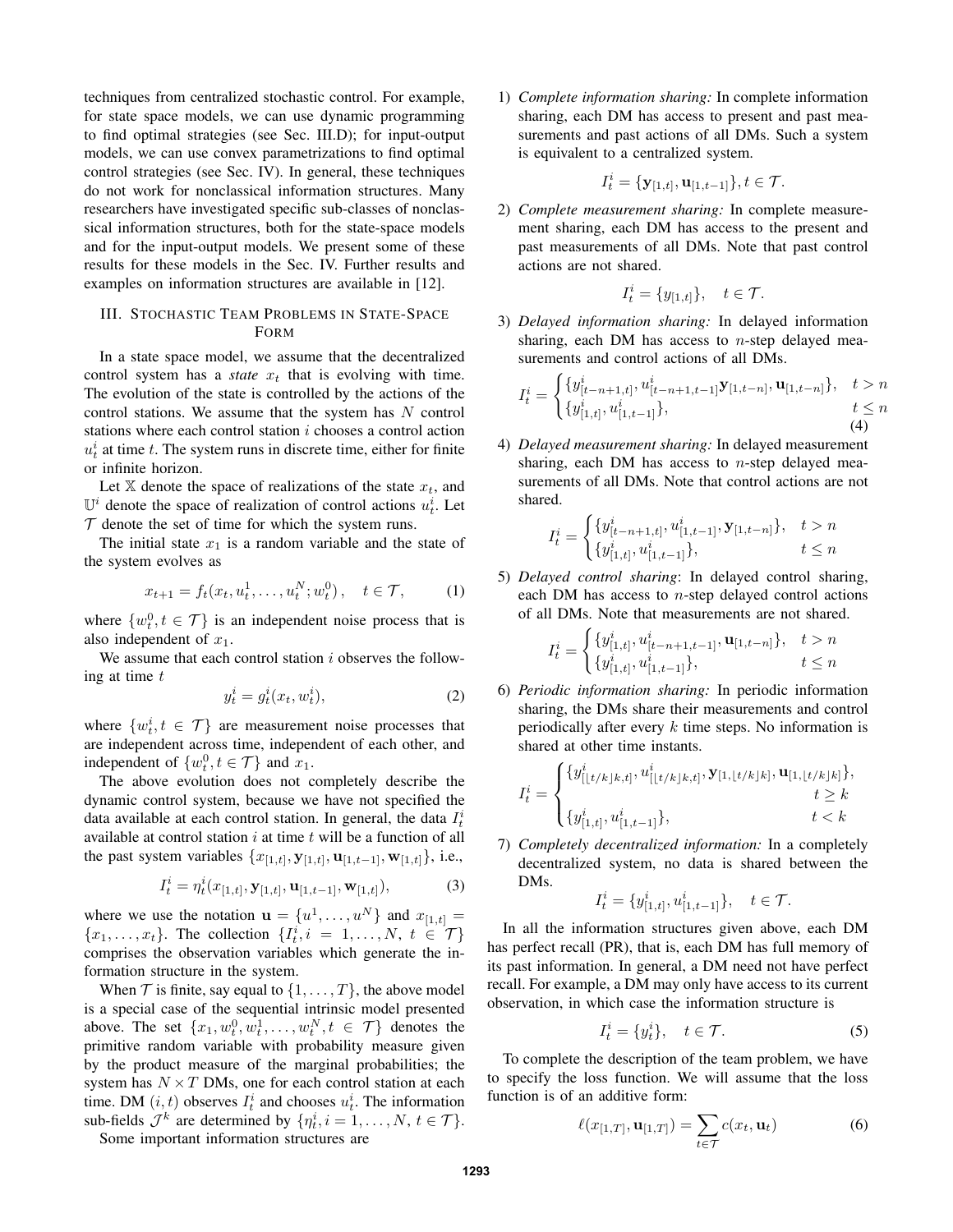techniques from centralized stochastic control. For example, for state space models, we can use dynamic programming to find optimal strategies (see Sec. III.D); for input-output models, we can use convex parametrizations to find optimal control strategies (see Sec. IV). In general, these techniques do not work for nonclassical information structures. Many researchers have investigated specific sub-classes of nonclassical information structures, both for the state-space models and for the input-output models. We present some of these results for these models in the Sec. IV. Further results and examples on information structures are available in [12].

## III. Stochastic Team Problems in State-Space Form

In a state space model, we assume that the decentralized control system has a *state* $x_t$ that is evolving with time. The evolution of the state is controlled by the actions of the control stations. We assume that the system has $N$ control stations where each control station $i$ chooses a control action $u^i_t$ at time $t$. The system runs in discrete time, either for finite or infinite horizon.

Let $\mathbb{X}$ denote the space of realizations of the state $x_t$, and $\mathbb{U}^i$ denote the space of realization of control actions $u^i_t$. Let $\mathcal{T}$ denote the set of time for which the system runs.

The initial state $x_1$ is a random variable and the state of the system evolves as

$$x_{t+1} = f_t(x_t, u^1_t, \dots, u^N_t; w^0_t), \quad t \in \mathcal{T}, \tag{1}$$

where $\{w^0_t, t \in \mathcal{T}\}$ is an independent noise process that is also independent of $x_1$.

We assume that each control station $i$ observes the following at time $t$

$$y^i_t = g^i_t(x_t, w^i_t), \tag{2}$$

where $\{w^i_t, t \in \mathcal{T}\}$ are measurement noise processes that are independent across time, independent of each other, and independent of $\{w^0_t, t \in \mathcal{T}\}$ and $x_1$.

The above evolution does not completely describe the dynamic control system, because we have not specified the data available at each control station. In general, the data $I^i_t$ available at control station $i$ at time $t$ will be a function of all the past system variables $\{x_{[1,t]}, \mathbf{y}_{[1,t]}, \mathbf{u}_{[1,t-1]}, \mathbf{w}_{[1,t]}\}$, i.e.,

$$I^i_t = \eta^i_t(x_{[1,t]}, \mathbf{y}_{[1,t]}, \mathbf{u}_{[1,t-1]}, \mathbf{w}_{[1,t]}), \tag{3}$$

where we use the notation $\mathbf{u} = \{u^1, \dots, u^N\}$ and $x_{[1,t]} = \{x_1, \dots, x_t\}$. The collection $\{I^i_t, i = 1, \dots, N, \ t \in \mathcal{T}\}$ comprises the observation variables which generate the information structure in the system.

When $\mathcal{T}$ is finite, say equal to $\{1, \dots, T\}$, the above model is a special case of the sequential intrinsic model presented above. The set $\{x_1, w^0_t, w^1_t, \dots, w^N_t, t \in \mathcal{T}\}$ denotes the primitive random variable with probability measure given by the product measure of the marginal probabilities; the system has $N \times T$ DMs, one for each control station at each time. DM $(i,t)$ observes $I^i_t$ and chooses $u^i_t$. The information sub-fields $\mathcal{J}^k$ are determined by $\{\eta^i_t, i = 1, \dots, N, \ t \in \mathcal{T}\}$.

Some important information structures are

1) *Complete information sharing:* In complete information sharing, each DM has access to present and past measurements and past actions of all DMs. Such a system is equivalent to a centralized system.

$$I^i_t = \{\mathbf{y}_{[1,t]}, \mathbf{u}_{[1,t-1]}\}, t \in \mathcal{T}.$$

2) *Complete measurement sharing:* In complete measurement sharing, each DM has access to the present and past measurements of all DMs. Note that past control actions are not shared.

$$I^i_t = \{y_{[1,t]}\}, \quad t \in \mathcal{T}.$$

3) *Delayed information sharing:* In delayed information sharing, each DM has access to $n$-step delayed measurements and control actions of all DMs.

$$I^i_t = \begin{cases} \{y^i_{[t-n+1,t]}, u^i_{[t-n+1,t-1]} \mathbf{y}_{[1,t-n]}, \mathbf{u}_{[1,t-n]}\}, & t > n \\ \{y^i_{[1,t]}, u^i_{[1,t-1]}\}, & t \le n \end{cases} \tag{4}$$

4) *Delayed measurement sharing:* In delayed measurement sharing, each DM has access to $n$-step delayed measurements of all DMs. Note that control actions are not shared.

$$I^i_t = \begin{cases} \{y^i_{[t-n+1,t]}, u^i_{[1,t-1]}, \mathbf{y}_{[1,t-n]}\}, & t > n \\ \{y^i_{[1,t]}, u^i_{[1,t-1]}\}, & t \le n \end{cases}$$

5) *Delayed control sharing*: In delayed control sharing, each DM has access to $n$-step delayed control actions of all DMs. Note that measurements are not shared.

$$I^i_t = \begin{cases} \{y^i_{[1,t]}, u^i_{[t-n+1,t-1]}, \mathbf{u}_{[1,t-n]}\}, & t > n \\ \{y^i_{[1,t]}, u^i_{[1,t-1]}\}, & t \le n \end{cases}$$

6) *Periodic information sharing:* In periodic information sharing, the DMs share their measurements and control periodically after every $k$ time steps. No information is shared at other time instants.

$$I^i_t = \begin{cases} \{y^i_{[\lfloor t/k \rfloor k, t]}, u^i_{[\lfloor t/k \rfloor k, t]}, \mathbf{y}_{[1, \lfloor t/k \rfloor k]}, \mathbf{u}_{[1, \lfloor t/k \rfloor k]}\}, \\ \qquad\qquad\qquad\qquad\qquad\qquad t \ge k \\ \{y^i_{[1,t]}, u^i_{[1,t-1]}\}, \qquad\qquad\quad t < k \end{cases}$$

7) *Completely decentralized information:* In a completely decentralized system, no data is shared between the DMs.

$$I^i_t = \{y^i_{[1,t]}, u^i_{[1,t-1]}\}, \quad t \in \mathcal{T}.$$

In all the information structures given above, each DM has perfect recall (PR), that is, each DM has full memory of its past information. In general, a DM need not have perfect recall. For example, a DM may only have access to its current observation, in which case the information structure is

$$I^i_t = \{y^i_t\}, \quad t \in \mathcal{T}. \tag{5}$$

To complete the description of the team problem, we have to specify the loss function. We will assume that the loss function is of an additive form:

$$\ell(x_{[1,T]}, \mathbf{u}_{[1,T]}) = \sum_{t \in \mathcal{T}} c(x_t, \mathbf{u}_t) \tag{6}$$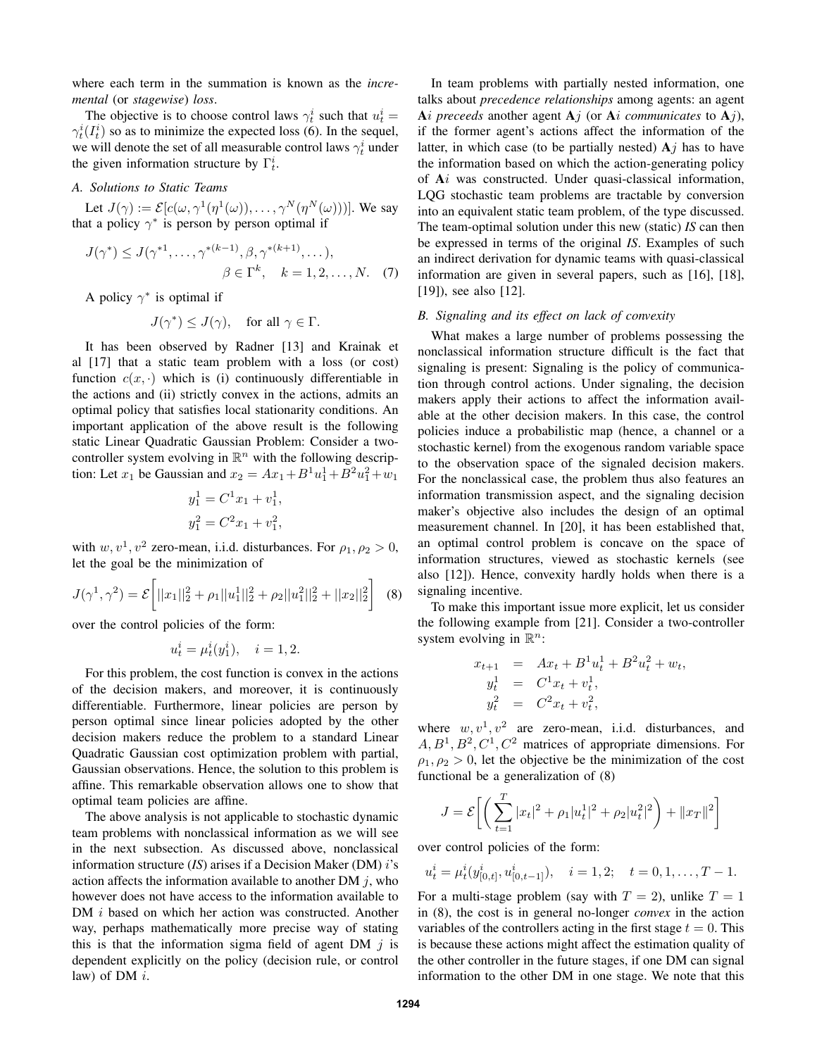where each term in the summation is known as the *incremental* (or *stagewise*) *loss*.

The objective is to choose control laws $\gamma_t^i$ such that $u_t^i = \gamma_t^i(I_t^i)$ so as to minimize the expected loss (6). In the sequel, we will denote the set of all measurable control laws $\gamma_t^i$ under the given information structure by $\Gamma_t^i$.

### A. Solutions to Static Teams

Let $J(\gamma) := \mathcal{E}[c(\omega, \gamma^1(\eta^1(\omega)), \ldots, \gamma^N(\eta^N(\omega)))]$. We say that a policy $\gamma^*$ is person by person optimal if

$$J(\gamma^*) \leq J(\gamma^{*1}, \ldots, \gamma^{*(k-1)}, \beta, \gamma^{*(k+1)}, \ldots), \quad \beta \in \Gamma^k, \quad k = 1, 2, \ldots, N. \quad (7)$$

A policy $\gamma^*$ is optimal if

$$J(\gamma^*) \leq J(\gamma), \quad \text{for all } \gamma \in \Gamma.$$

It has been observed by Radner [13] and Krainak et al [17] that a static team problem with a loss (or cost) function $c(x, \cdot)$ which is (i) continuously differentiable in the actions and (ii) strictly convex in the actions, admits an optimal policy that satisfies local stationarity conditions. An important application of the above result is the following static Linear Quadratic Gaussian Problem: Consider a two-controller system evolving in $\mathbb{R}^n$ with the following description: Let $x_1$ be Gaussian and $x_2 = Ax_1 + B^1u_1^1 + B^2u_1^2 + w_1$

$$y_1^1 = C^1x_1 + v_1^1,$$
$$y_1^2 = C^2x_1 + v_1^2,$$

with $w, v^1, v^2$ zero-mean, i.i.d. disturbances. For $\rho_1, \rho_2 > 0$, let the goal be the minimization of

$$J(\gamma^1, \gamma^2) = \mathcal{E}\bigg[||x_1||_2^2 + \rho_1||u_1^1||_2^2 + \rho_2||u_1^2||_2^2 + ||x_2||_2^2\bigg] \quad (8)$$

over the control policies of the form:

$$u_t^i = \mu_t^i(y_1^i), \quad i = 1, 2.$$

For this problem, the cost function is convex in the actions of the decision makers, and moreover, it is continuously differentiable. Furthermore, linear policies are person by person optimal since linear policies adopted by the other decision makers reduce the problem to a standard Linear Quadratic Gaussian cost optimization problem with partial, Gaussian observations. Hence, the solution to this problem is affine. This remarkable observation allows one to show that optimal team policies are affine.

The above analysis is not applicable to stochastic dynamic team problems with nonclassical information as we will see in the next subsection. As discussed above, nonclassical information structure (*IS*) arises if a Decision Maker (DM) $i$'s action affects the information available to another DM $j$, who however does not have access to the information available to DM $i$ based on which her action was constructed. Another way, perhaps mathematically more precise way of stating this is that the information sigma field of agent DM $j$ is dependent explicitly on the policy (decision rule, or control law) of DM $i$.

In team problems with partially nested information, one talks about *precedence relationships* among agents: an agent $\mathbf{A}i$ *preceeds* another agent $\mathbf{A}j$ (or $\mathbf{A}i$ *communicates* to $\mathbf{A}j$), if the former agent's actions affect the information of the latter, in which case (to be partially nested) $\mathbf{A}j$ has to have the information based on which the action-generating policy of $\mathbf{A}i$ was constructed. Under quasi-classical information, LQG stochastic team problems are tractable by conversion into an equivalent static team problem, of the type discussed. The team-optimal solution under this new (static) *IS* can then be expressed in terms of the original *IS*. Examples of such an indirect derivation for dynamic teams with quasi-classical information are given in several papers, such as [16], [18], [19]), see also [12].

### B. Signaling and its effect on lack of convexity

What makes a large number of problems possessing the nonclassical information structure difficult is the fact that signaling is present: Signaling is the policy of communication through control actions. Under signaling, the decision makers apply their actions to affect the information available at the other decision makers. In this case, the control policies induce a probabilistic map (hence, a channel or a stochastic kernel) from the exogenous random variable space to the observation space of the signaled decision makers. For the nonclassical case, the problem thus also features an information transmission aspect, and the signaling decision maker's objective also includes the design of an optimal measurement channel. In [20], it has been established that, an optimal control problem is concave on the space of information structures, viewed as stochastic kernels (see also [12]). Hence, convexity hardly holds when there is a signaling incentive.

To make this important issue more explicit, let us consider the following example from [21]. Consider a two-controller system evolving in $\mathbb{R}^n$:

$$\begin{aligned}
x_{t+1} &= Ax_t + B^1u_t^1 + B^2u_t^2 + w_t, \\
y_t^1 &= C^1x_t + v_t^1, \\
y_t^2 &= C^2x_t + v_t^2,
\end{aligned}$$

where $w, v^1, v^2$ are zero-mean, i.i.d. disturbances, and $A, B^1, B^2, C^1, C^2$ matrices of appropriate dimensions. For $\rho_1, \rho_2 > 0$, let the objective be the minimization of the cost functional be a generalization of (8)

$$J = \mathcal{E}\bigg[\bigg(\sum_{t=1}^{T} |x_t|^2 + \rho_1|u_t^1|^2 + \rho_2|u_t^2|^2\bigg) + \|x_T\|^2\bigg]$$

over control policies of the form:

$$u_t^i = \mu_t^i(y_{[0,t]}^i, u_{[0,t-1]}^i), \quad i = 1, 2; \quad t = 0, 1, \ldots, T-1.$$

For a multi-stage problem (say with $T = 2$), unlike $T = 1$ in (8), the cost is in general no-longer *convex* in the action variables of the controllers acting in the first stage $t = 0$. This is because these actions might affect the estimation quality of the other controller in the future stages, if one DM can signal information to the other DM in one stage. We note that this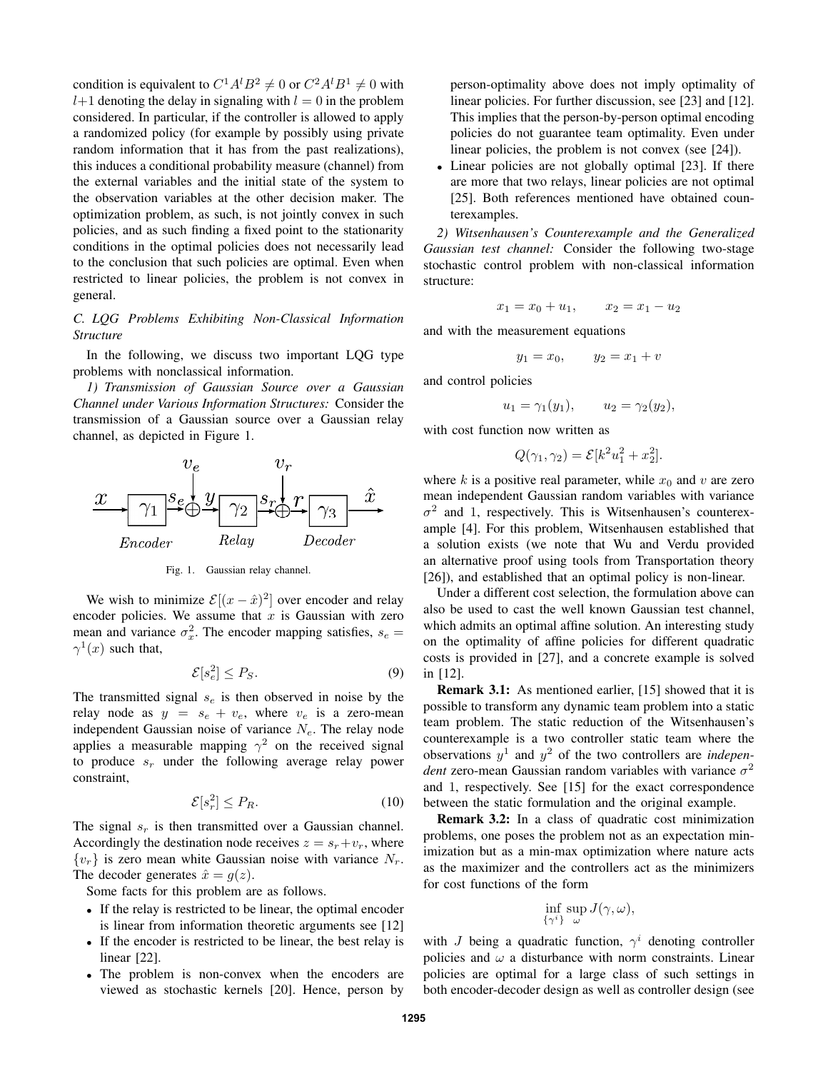condition is equivalent to $C^1 A^l B^2 \neq 0$ or $C^2 A^l B^1 \neq 0$ with $l+1$ denoting the delay in signaling with $l = 0$ in the problem considered. In particular, if the controller is allowed to apply a randomized policy (for example by possibly using private random information that it has from the past realizations), this induces a conditional probability measure (channel) from the external variables and the initial state of the system to the observation variables at the other decision maker. The optimization problem, as such, is not jointly convex in such policies, and as such finding a fixed point to the stationarity conditions in the optimal policies does not necessarily lead to the conclusion that such policies are optimal. Even when restricted to linear policies, the problem is not convex in general.

### C. LQG Problems Exhibiting Non-Classical Information Structure

In the following, we discuss two important LQG type problems with nonclassical information.

*1) Transmission of Gaussian Source over a Gaussian Channel under Various Information Structures:* Consider the transmission of a Gaussian source over a Gaussian relay channel, as depicted in Figure 1.

Fig. 1. Gaussian relay channel.

We wish to minimize $\mathcal{E}[(x - \hat{x})^2]$ over encoder and relay encoder policies. We assume that $x$ is Gaussian with zero mean and variance $\sigma_x^2$. The encoder mapping satisfies, $s_e = \gamma^1(x)$ such that,

$$\mathcal{E}[s_e^2] \leq P_S. \tag{9}$$

The transmitted signal $s_e$ is then observed in noise by the relay node as $y = s_e + v_e$, where $v_e$ is a zero-mean independent Gaussian noise of variance $N_e$. The relay node applies a measurable mapping $\gamma^2$ on the received signal to produce $s_r$ under the following average relay power constraint,

$$\mathcal{E}[s_r^2] \leq P_R. \tag{10}$$

The signal $s_r$ is then transmitted over a Gaussian channel. Accordingly the destination node receives $z = s_r + v_r$, where $\{v_r\}$ is zero mean white Gaussian noise with variance $N_r$. The decoder generates $\hat{x} = g(z)$.

Some facts for this problem are as follows.

- If the relay is restricted to be linear, the optimal encoder is linear from information theoretic arguments see [12]
- If the encoder is restricted to be linear, the best relay is linear [22].
- The problem is non-convex when the encoders are viewed as stochastic kernels [20]. Hence, person by person-optimality above does not imply optimality of linear policies. For further discussion, see [23] and [12]. This implies that the person-by-person optimal encoding policies do not guarantee team optimality. Even under linear policies, the problem is not convex (see [24]).
- Linear policies are not globally optimal [23]. If there are more that two relays, linear policies are not optimal [25]. Both references mentioned have obtained counterexamples.

*2) Witsenhausen's Counterexample and the Generalized Gaussian test channel:* Consider the following two-stage stochastic control problem with non-classical information structure:

$$x_1 = x_0 + u_1, \qquad x_2 = x_1 - u_2$$

and with the measurement equations

$$y_1 = x_0, \qquad y_2 = x_1 + v$$

and control policies

$$u_1 = \gamma_1(y_1), \qquad u_2 = \gamma_2(y_2),$$

with cost function now written as

$$Q(\gamma_1, \gamma_2) = \mathcal{E}[k^2 u_1^2 + x_2^2].$$

where $k$ is a positive real parameter, while $x_0$ and $v$ are zero mean independent Gaussian random variables with variance $\sigma^2$ and 1, respectively. This is Witsenhausen's counterexample [4]. For this problem, Witsenhausen established that a solution exists (we note that Wu and Verdu provided an alternative proof using tools from Transportation theory [26]), and established that an optimal policy is non-linear.

Under a different cost selection, the formulation above can also be used to cast the well known Gaussian test channel, which admits an optimal affine solution. An interesting study on the optimality of affine policies for different quadratic costs is provided in [27], and a concrete example is solved in [12].

**Remark 3.1:** As mentioned earlier, [15] showed that it is possible to transform any dynamic team problem into a static team problem. The static reduction of the Witsenhausen's counterexample is a two controller static team where the observations $y^1$ and $y^2$ of the two controllers are *independent* zero-mean Gaussian random variables with variance $\sigma^2$ and 1, respectively. See [15] for the exact correspondence between the static formulation and the original example.

**Remark 3.2:** In a class of quadratic cost minimization problems, one poses the problem not as an expectation minimization but as a min-max optimization where nature acts as the maximizer and the controllers act as the minimizers for cost functions of the form

$$\inf_{\{\gamma^i\}} \sup_{\omega} J(\gamma, \omega),$$

with $J$ being a quadratic function, $\gamma^i$ denoting controller policies and $\omega$ a disturbance with norm constraints. Linear policies are optimal for a large class of such settings in both encoder-decoder design as well as controller design (see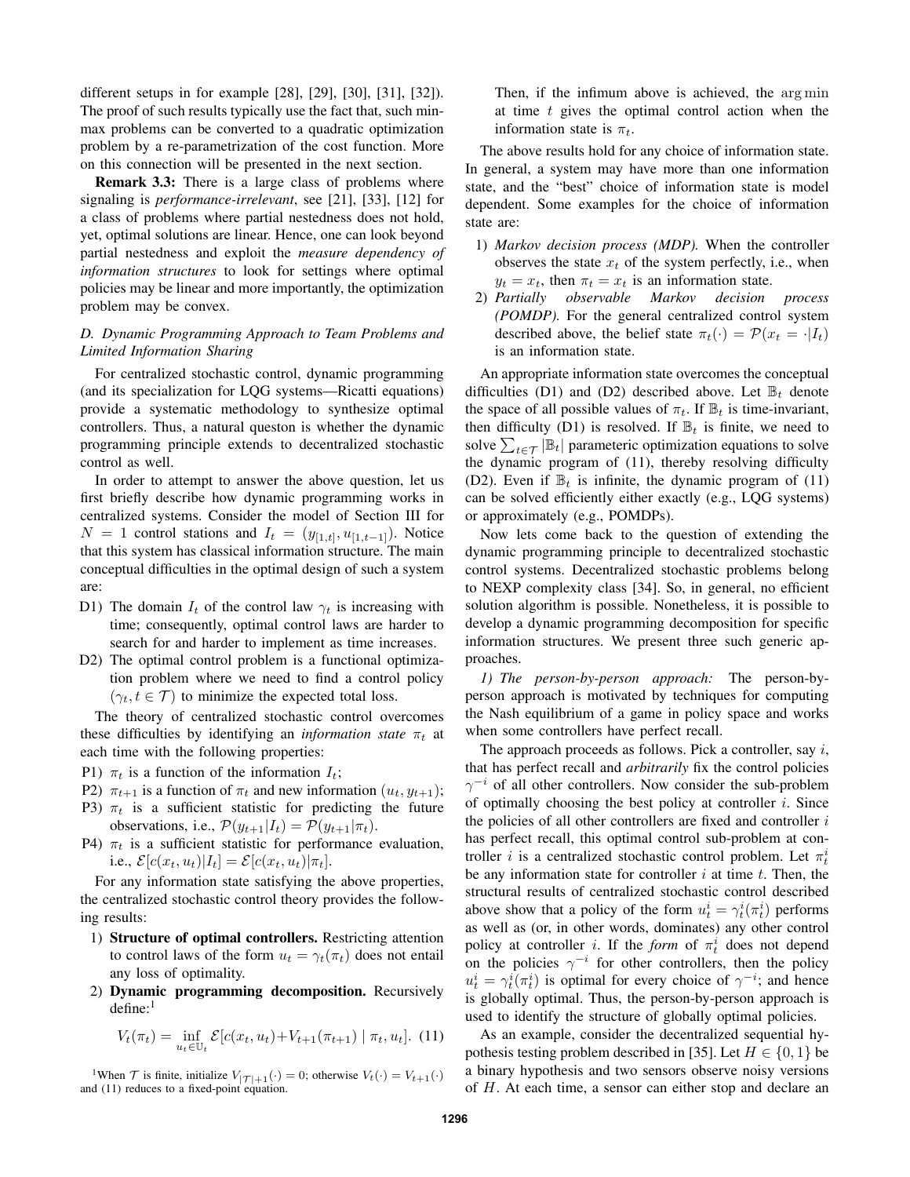different setups in for example [28], [29], [30], [31], [32]). The proof of such results typically use the fact that, such min-max problems can be converted to a quadratic optimization problem by a re-parametrization of the cost function. More on this connection will be presented in the next section.

**Remark 3.3:** There is a large class of problems where signaling is *performance-irrelevant*, see [21], [33], [12] for a class of problems where partial nestedness does not hold, yet, optimal solutions are linear. Hence, one can look beyond partial nestedness and exploit the *measure dependency of information structures* to look for settings where optimal policies may be linear and more importantly, the optimization problem may be convex.

### D. Dynamic Programming Approach to Team Problems and Limited Information Sharing

For centralized stochastic control, dynamic programming (and its specialization for LQG systems—Ricatti equations) provide a systematic methodology to synthesize optimal controllers. Thus, a natural queston is whether the dynamic programming principle extends to decentralized stochastic control as well.

In order to attempt to answer the above question, let us first briefly describe how dynamic programming works in centralized systems. Consider the model of Section III for $N = 1$ control stations and $I_t = (y_{[1,t]}, u_{[1,t-1]})$. Notice that this system has classical information structure. The main conceptual difficulties in the optimal design of such a system are:

D1) The domain $I_t$ of the control law $\gamma_t$ is increasing with time; consequently, optimal control laws are harder to search for and harder to implement as time increases.

D2) The optimal control problem is a functional optimization problem where we need to find a control policy $(\gamma_t, t \in \mathcal{T})$ to minimize the expected total loss.

The theory of centralized stochastic control overcomes these difficulties by identifying an *information state* $\pi_t$ at each time with the following properties:

P1) $\pi_t$ is a function of the information $I_t$;

P2) $\pi_{t+1}$ is a function of $\pi_t$ and new information $(u_t, y_{t+1})$;

P3) $\pi_t$ is a sufficient statistic for predicting the future observations, i.e., $\mathcal{P}(y_{t+1}|I_t) = \mathcal{P}(y_{t+1}|\pi_t)$.

P4) $\pi_t$ is a sufficient statistic for performance evaluation, i.e., $\mathcal{E}[c(x_t, u_t)|I_t] = \mathcal{E}[c(x_t, u_t)|\pi_t]$.

For any information state satisfying the above properties, the centralized stochastic control theory provides the following results:

1) **Structure of optimal controllers.** Restricting attention to control laws of the form $u_t = \gamma_t(\pi_t)$ does not entail any loss of optimality.

2) **Dynamic programming decomposition.** Recursively define:[1]

$$V_t(\pi_t) = \inf_{u_t \in \mathbb{U}_t} \mathcal{E}[c(x_t, u_t) + V_{t+1}(\pi_{t+1}) \mid \pi_t, u_t]. \quad (11)$$

Then, if the infimum above is achieved, the $\arg\min$ at time $t$ gives the optimal control action when the information state is $\pi_t$.

The above results hold for any choice of information state. In general, a system may have more than one information state, and the "best" choice of information state is model dependent. Some examples for the choice of information state are:

1) *Markov decision process (MDP).* When the controller observes the state $x_t$ of the system perfectly, i.e., when $y_t = x_t$, then $\pi_t = x_t$ is an information state.

2) *Partially observable Markov decision process (POMDP).* For the general centralized control system described above, the belief state $\pi_t(\cdot) = \mathcal{P}(x_t = \cdot|I_t)$ is an information state.

An appropriate information state overcomes the conceptual difficulties (D1) and (D2) described above. Let $\mathbb{B}_t$ denote the space of all possible values of $\pi_t$. If $\mathbb{B}_t$ is time-invariant, then difficulty (D1) is resolved. If $\mathbb{B}_t$ is finite, we need to solve $\sum_{t \in \mathcal{T}} |\mathbb{B}_t|$ parameteric optimization equations to solve the dynamic program of (11), thereby resolving difficulty (D2). Even if $\mathbb{B}_t$ is infinite, the dynamic program of (11) can be solved efficiently either exactly (e.g., LQG systems) or approximately (e.g., POMDPs).

Now lets come back to the question of extending the dynamic programming principle to decentralized stochastic control systems. Decentralized stochastic problems belong to NEXP complexity class [34]. So, in general, no efficient solution algorithm is possible. Nonetheless, it is possible to develop a dynamic programming decomposition for specific information structures. We present three such generic approaches.

*1) The person-by-person approach:* The person-by-person approach is motivated by techniques for computing the Nash equilibrium of a game in policy space and works when some controllers have perfect recall.

The approach proceeds as follows. Pick a controller, say $i$, that has perfect recall and *arbitrarily* fix the control policies $\gamma^{-i}$ of all other controllers. Now consider the sub-problem of optimally choosing the best policy at controller $i$. Since the policies of all other controllers are fixed and controller $i$ has perfect recall, this optimal control sub-problem at controller $i$ is a centralized stochastic control problem. Let $\pi_t^i$ be any information state for controller $i$ at time $t$. Then, the structural results of centralized stochastic control described above show that a policy of the form $u_t^i = \gamma_t^i(\pi_t^i)$ performs as well as (or, in other words, dominates) any other control policy at controller $i$. If the *form* of $\pi_t^i$ does not depend on the policies $\gamma^{-i}$ for other controllers, then the policy $u_t^i = \gamma_t^i(\pi_t^i)$ is optimal for every choice of $\gamma^{-i}$; and hence is globally optimal. Thus, the person-by-person approach is used to identify the structure of globally optimal policies.

As an example, consider the decentralized sequential hypothesis testing problem described in [35]. Let $H \in \{0, 1\}$ be a binary hypothesis and two sensors observe noisy versions of $H$. At each time, a sensor can either stop and declare an

[1] When $\mathcal{T}$ is finite, initialize $V_{|\mathcal{T}|+1}(\cdot) = 0$; otherwise $V_t(\cdot) = V_{t+1}(\cdot)$ and (11) reduces to a fixed-point equation.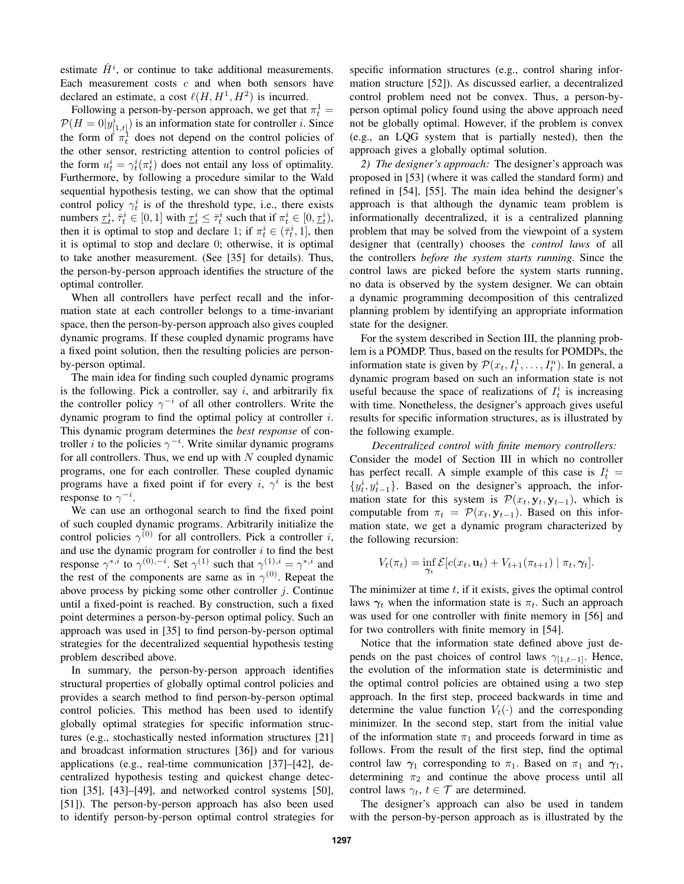estimate $\hat{H}^i$, or continue to take additional measurements. Each measurement costs $c$ and when both sensors have declared an estimate, a cost $\ell(H, H^1, H^2)$ is incurred.

Following a person-by-person approach, we get that $\pi_t^1 = \mathcal{P}(H = 0 | y^i_{[1,t]})$ is an information state for controller $i$. Since the form of $\pi_t^1$ does not depend on the control policies of the other sensor, restricting attention to control policies of the form $u_t^i = \gamma_t^i(\pi_t^i)$ does not entail any loss of optimality. Furthermore, by following a procedure similar to the Wald sequential hypothesis testing, we can show that the optimal control policy $\gamma_t^i$ is of the threshold type, i.e., there exists numbers $\underline{\tau}_t^i, \bar{\tau}_t^i \in [0, 1]$ with $\underline{\tau}_t^i \leq \bar{\tau}_t^i$ such that if $\pi_t^i \in [0, \underline{\tau}_t^i)$, then it is optimal to stop and declare 1; if $\pi_t^i \in (\bar{\tau}_t^i, 1]$, then it is optimal to stop and declare 0; otherwise, it is optimal to take another measurement. (See [35] for details). Thus, the person-by-person approach identifies the structure of the optimal controller.

When all controllers have perfect recall and the information state at each controller belongs to a time-invariant space, then the person-by-person approach also gives coupled dynamic programs. If these coupled dynamic programs have a fixed point solution, then the resulting policies are person-by-person optimal.

The main idea for finding such coupled dynamic programs is the following. Pick a controller, say $i$, and arbitrarily fix the controller policy $\gamma^{-i}$ of all other controllers. Write the dynamic program to find the optimal policy at controller $i$. This dynamic program determines the *best response* of controller $i$ to the policies $\gamma^{-i}$. Write similar dynamic programs for all controllers. Thus, we end up with $N$ coupled dynamic programs, one for each controller. These coupled dynamic programs have a fixed point if for every $i$, $\gamma^i$ is the best response to $\gamma^{-i}$.

We can use an orthogonal search to find the fixed point of such coupled dynamic programs. Arbitrarily initialize the control policies $\gamma^{(0)}$ for all controllers. Pick a controller $i$, and use the dynamic program for controller $i$ to find the best response $\gamma^{*,i}$ to $\gamma^{(0),-i}$. Set $\gamma^{(1)}$ such that $\gamma^{(1),i} = \gamma^{*,i}$ and the rest of the components are same as in $\gamma^{(0)}$. Repeat the above process by picking some other controller $j$. Continue until a fixed-point is reached. By construction, such a fixed point determines a person-by-person optimal policy. Such an approach was used in [35] to find person-by-person optimal strategies for the decentralized sequential hypothesis testing problem described above.

In summary, the person-by-person approach identifies structural properties of globally optimal control policies and provides a search method to find person-by-person optimal control policies. This method has been used to identify globally optimal strategies for specific information structures (e.g., stochastically nested information structures [21] and broadcast information structures [36]) and for various applications (e.g., real-time communication [37]–[42], decentralized hypothesis testing and quickest change detection [35], [43]–[49], and networked control systems [50], [51]). The person-by-person approach has also been used to identify person-by-person optimal control strategies for specific information structures (e.g., control sharing information structure [52]). As discussed earlier, a decentralized control problem need not be convex. Thus, a person-by-person optimal policy found using the above approach need not be globally optimal. However, if the problem is convex (e.g., an LQG system that is partially nested), then the approach gives a globally optimal solution.

*2) The designer's approach:* The designer's approach was proposed in [53] (where it was called the standard form) and refined in [54], [55]. The main idea behind the designer's approach is that although the dynamic team problem is informationally decentralized, it is a centralized planning problem that may be solved from the viewpoint of a system designer that (centrally) chooses the *control laws* of all the controllers *before the system starts running*. Since the control laws are picked before the system starts running, no data is observed by the system designer. We can obtain a dynamic programming decomposition of this centralized planning problem by identifying an appropriate information state for the designer.

For the system described in Section III, the planning problem is a POMDP. Thus, based on the results for POMDPs, the information state is given by $\mathcal{P}(x_t, I_t^1, \dots, I_t^n)$. In general, a dynamic program based on such an information state is not useful because the space of realizations of $I_t^i$ is increasing with time. Nonetheless, the designer's approach gives useful results for specific information structures, as is illustrated by the following example.

*Decentralized control with finite memory controllers:* Consider the model of Section III in which no controller has perfect recall. A simple example of this case is $I_t^i = \{y_t^i, y_{t-1}^i\}$. Based on the designer's approach, the information state for this system is $\mathcal{P}(x_t, \mathbf{y}_t, \mathbf{y}_{t-1})$, which is computable from $\pi_t = \mathcal{P}(x_t, \mathbf{y}_{t-1})$. Based on this information state, we get a dynamic program characterized by the following recursion:

$$V_t(\pi_t) = \inf_{\boldsymbol{\gamma}_t} \mathcal{E}[c(x_t, \mathbf{u}_t) + V_{t+1}(\pi_{t+1}) \mid \pi_t, \boldsymbol{\gamma}_t].$$

The minimizer at time $t$, if it exists, gives the optimal control laws $\boldsymbol{\gamma}_t$ when the information state is $\pi_t$. Such an approach was used for one controller with finite memory in [56] and for two controllers with finite memory in [54].

Notice that the information state defined above just depends on the past choices of control laws $\gamma_{[1,t-1]}$. Hence, the evolution of the information state is deterministic and the optimal control policies are obtained using a two step approach. In the first step, proceed backwards in time and determine the value function $V_t(\cdot)$ and the corresponding minimizer. In the second step, start from the initial value of the information state $\pi_1$ and proceeds forward in time as follows. From the result of the first step, find the optimal control law $\boldsymbol{\gamma}_1$ corresponding to $\pi_1$. Based on $\pi_1$ and $\boldsymbol{\gamma}_1$, determining $\pi_2$ and continue the above process until all control laws $\gamma_t$, $t \in \mathcal{T}$ are determined.

The designer's approach can also be used in tandem with the person-by-person approach as is illustrated by the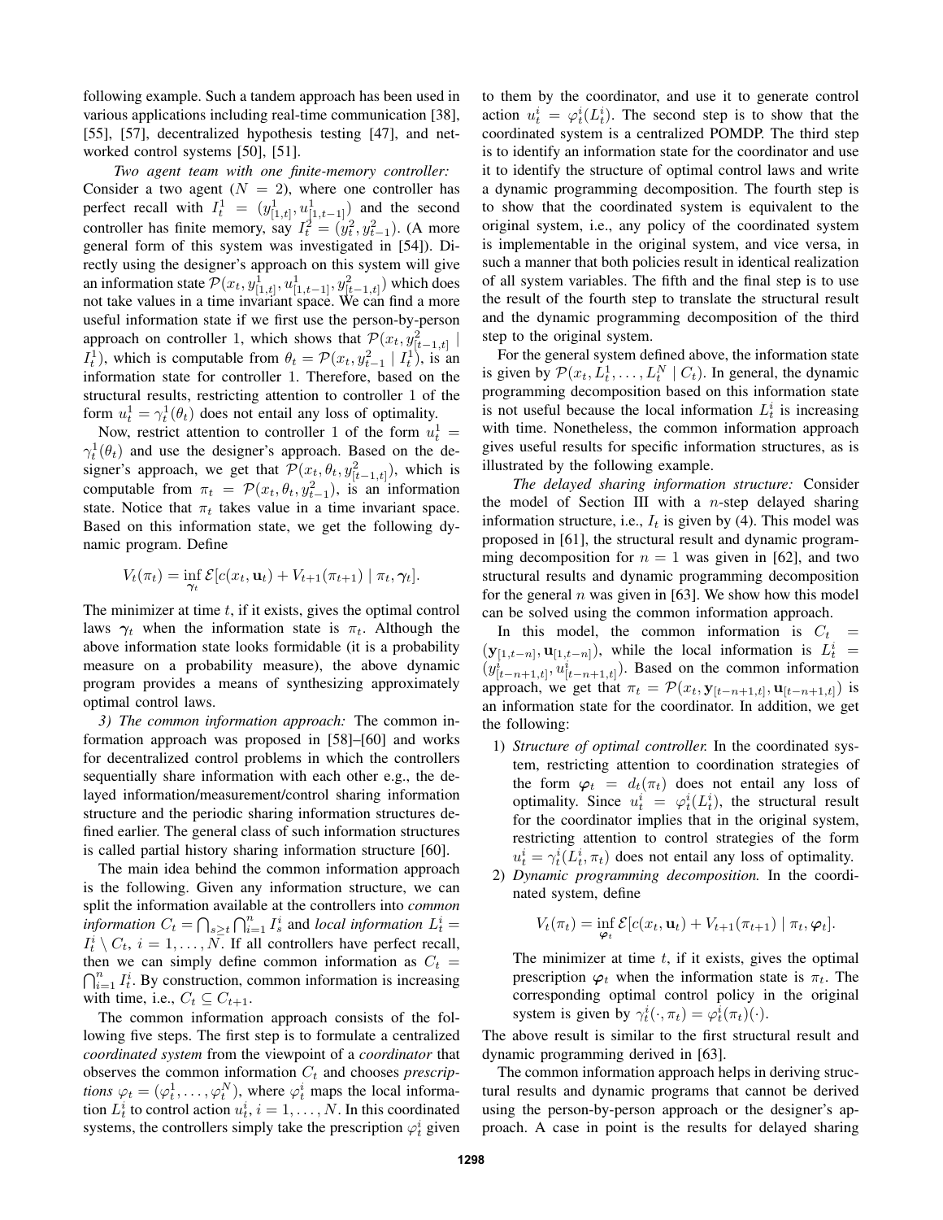following example. Such a tandem approach has been used in various applications including real-time communication [38], [55], [57], decentralized hypothesis testing [47], and networked control systems [50], [51].

*Two agent team with one finite-memory controller:* Consider a two agent ($N = 2$), where one controller has perfect recall with $I^1_t = (y^1_{[1,t]}, u^1_{[1,t-1]})$ and the second controller has finite memory, say $I^2_t = (y^2_t, y^2_{t-1})$. (A more general form of this system was investigated in [54]). Directly using the designer's approach on this system will give an information state $\mathcal{P}(x_t, y^1_{[1,t]}, u^1_{[1,t-1]}, y^2_{[t-1,t]})$ which does not take values in a time invariant space. We can find a more useful information state if we first use the person-by-person approach on controller 1, which shows that $\mathcal{P}(x_t, y^2_{[t-1,t]} \mid I^1_t)$, which is computable from $\theta_t = \mathcal{P}(x_t, y^2_{t-1} \mid I^1_t)$, is an information state for controller 1. Therefore, based on the structural results, restricting attention to controller 1 of the form $u^1_t = \gamma^1_t(\theta_t)$ does not entail any loss of optimality.

Now, restrict attention to controller 1 of the form $u^1_t = \gamma^1_t(\theta_t)$ and use the designer's approach. Based on the designer's approach, we get that $\mathcal{P}(x_t, \theta_t, y^2_{[t-1,t]})$, which is computable from $\pi_t = \mathcal{P}(x_t, \theta_t, y^2_{t-1})$, is an information state. Notice that $\pi_t$ takes value in a time invariant space. Based on this information state, we get the following dynamic program. Define

$$V_t(\pi_t) = \inf_{\boldsymbol{\gamma}_t} \mathcal{E}[c(x_t, \mathbf{u}_t) + V_{t+1}(\pi_{t+1}) \mid \pi_t, \boldsymbol{\gamma}_t].$$

The minimizer at time $t$, if it exists, gives the optimal control laws $\boldsymbol{\gamma}_t$ when the information state is $\pi_t$. Although the above information state looks formidable (it is a probability measure on a probability measure), the above dynamic program provides a means of synthesizing approximately optimal control laws.

*3) The common information approach:* The common information approach was proposed in [58]–[60] and works for decentralized control problems in which the controllers sequentially share information with each other e.g., the delayed information/measurement/control sharing information structure and the periodic sharing information structures defined earlier. The general class of such information structures is called partial history sharing information structure [60].

The main idea behind the common information approach is the following. Given any information structure, we can split the information available at the controllers into *common information* $C_t = \bigcap_{s \geq t} \bigcap_{i=1}^{n} I^i_s$ and *local information* $L^i_t = I^i_t \setminus C_t$, $i = 1, \dots, N$. If all controllers have perfect recall, then we can simply define common information as $C_t = \bigcap_{i=1}^{n} I^i_t$. By construction, common information is increasing with time, i.e., $C_t \subseteq C_{t+1}$.

The common information approach consists of the following five steps. The first step is to formulate a centralized *coordinated system* from the viewpoint of a *coordinator* that observes the common information $C_t$ and chooses *prescriptions* $\varphi_t = (\varphi^1_t, \dots, \varphi^N_t)$, where $\varphi^i_t$ maps the local information $L^i_t$ to control action $u^i_t$, $i = 1, \dots, N$. In this coordinated systems, the controllers simply take the prescription $\varphi^i_t$ given to them by the coordinator, and use it to generate control action $u^i_t = \varphi^i_t(L^i_t)$. The second step is to show that the coordinated system is a centralized POMDP. The third step is to identify an information state for the coordinator and use it to identify the structure of optimal control laws and write a dynamic programming decomposition. The fourth step is to show that the coordinated system is equivalent to the original system, i.e., any policy of the coordinated system is implementable in the original system, and vice versa, in such a manner that both policies result in identical realization of all system variables. The fifth and the final step is to use the result of the fourth step to translate the structural result and the dynamic programming decomposition of the third step to the original system.

For the general system defined above, the information state is given by $\mathcal{P}(x_t, L^1_t, \dots, L^N_t \mid C_t)$. In general, the dynamic programming decomposition based on this information state is not useful because the local information $L^i_t$ is increasing with time. Nonetheless, the common information approach gives useful results for specific information structures, as is illustrated by the following example.

*The delayed sharing information structure:* Consider the model of Section III with a $n$-step delayed sharing information structure, i.e., $I_t$ is given by (4). This model was proposed in [61], the structural result and dynamic programming decomposition for $n = 1$ was given in [62], and two structural results and dynamic programming decomposition for the general $n$ was given in [63]. We show how this model can be solved using the common information approach.

In this model, the common information is $C_t = (\mathbf{y}_{[1,t-n]}, \mathbf{u}_{[1,t-n]})$, while the local information is $L^i_t = (y^i_{[t-n+1,t]}, u^i_{[t-n+1,t]})$. Based on the common information approach, we get that $\pi_t = \mathcal{P}(x_t, \mathbf{y}_{[t-n+1,t]}, \mathbf{u}_{[t-n+1,t]})$ is an information state for the coordinator. In addition, we get the following:

1) *Structure of optimal controller.* In the coordinated system, restricting attention to coordination strategies of the form $\boldsymbol{\varphi}_t = d_t(\pi_t)$ does not entail any loss of optimality. Since $u^i_t = \varphi^i_t(L^i_t)$, the structural result for the coordinator implies that in the original system, restricting attention to control strategies of the form $u^i_t = \gamma^i_t(L^i_t, \pi_t)$ does not entail any loss of optimality.
2) *Dynamic programming decomposition.* In the coordinated system, define

$$V_t(\pi_t) = \inf_{\boldsymbol{\varphi}_t} \mathcal{E}[c(x_t, \mathbf{u}_t) + V_{t+1}(\pi_{t+1}) \mid \pi_t, \boldsymbol{\varphi}_t].$$

The minimizer at time $t$, if it exists, gives the optimal prescription $\boldsymbol{\varphi}_t$ when the information state is $\pi_t$. The corresponding optimal control policy in the original system is given by $\gamma^i_t(\cdot, \pi_t) = \varphi^i_t(\pi_t)(\cdot)$.

The above result is similar to the first structural result and dynamic programming derived in [63].

The common information approach helps in deriving structural results and dynamic programs that cannot be derived using the person-by-person approach or the designer's approach. A case in point is the results for delayed sharing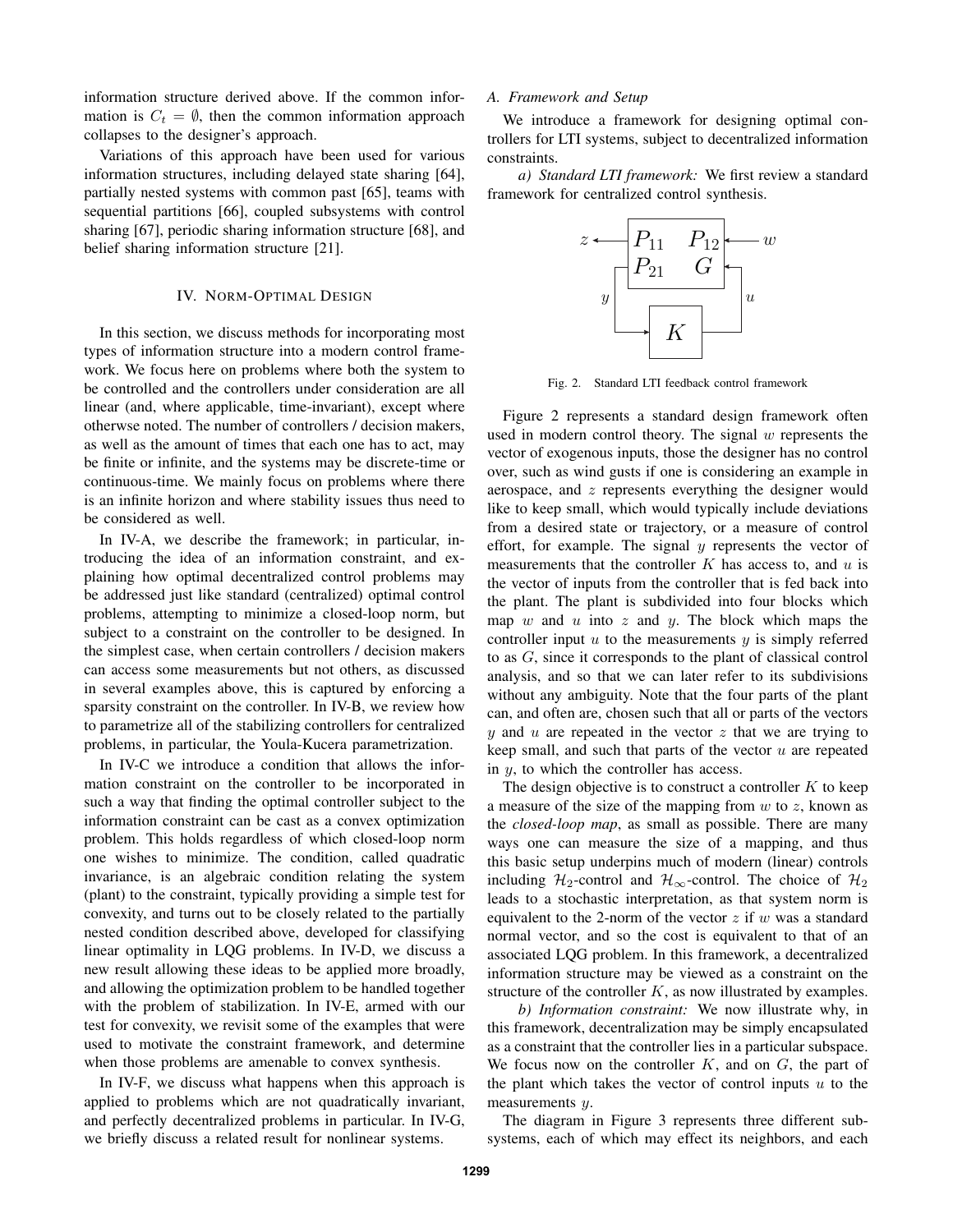information structure derived above. If the common information is $C_t = \emptyset$, then the common information approach collapses to the designer's approach.

Variations of this approach have been used for various information structures, including delayed state sharing [64], partially nested systems with common past [65], teams with sequential partitions [66], coupled subsystems with control sharing [67], periodic sharing information structure [68], and belief sharing information structure [21].

## IV. Norm-Optimal Design

In this section, we discuss methods for incorporating most types of information structure into a modern control framework. We focus here on problems where both the system to be controlled and the controllers under consideration are all linear (and, where applicable, time-invariant), except where otherwse noted. The number of controllers / decision makers, as well as the amount of times that each one has to act, may be finite or infinite, and the systems may be discrete-time or continuous-time. We mainly focus on problems where there is an infinite horizon and where stability issues thus need to be considered as well.

In IV-A, we describe the framework; in particular, introducing the idea of an information constraint, and explaining how optimal decentralized control problems may be addressed just like standard (centralized) optimal control problems, attempting to minimize a closed-loop norm, but subject to a constraint on the controller to be designed. In the simplest case, when certain controllers / decision makers can access some measurements but not others, as discussed in several examples above, this is captured by enforcing a sparsity constraint on the controller. In IV-B, we review how to parametrize all of the stabilizing controllers for centralized problems, in particular, the Youla-Kucera parametrization.

In IV-C we introduce a condition that allows the information constraint on the controller to be incorporated in such a way that finding the optimal controller subject to the information constraint can be cast as a convex optimization problem. This holds regardless of which closed-loop norm one wishes to minimize. The condition, called quadratic invariance, is an algebraic condition relating the system (plant) to the constraint, typically providing a simple test for convexity, and turns out to be closely related to the partially nested condition described above, developed for classifying linear optimality in LQG problems. In IV-D, we discuss a new result allowing these ideas to be applied more broadly, and allowing the optimization problem to be handled together with the problem of stabilization. In IV-E, armed with our test for convexity, we revisit some of the examples that were used to motivate the constraint framework, and determine when those problems are amenable to convex synthesis.

In IV-F, we discuss what happens when this approach is applied to problems which are not quadratically invariant, and perfectly decentralized problems in particular. In IV-G, we briefly discuss a related result for nonlinear systems.

### A. Framework and Setup

We introduce a framework for designing optimal controllers for LTI systems, subject to decentralized information constraints.

*a) Standard LTI framework:* We first review a standard framework for centralized control synthesis.

Fig. 2. Standard LTI feedback control framework

Figure 2 represents a standard design framework often used in modern control theory. The signal $w$ represents the vector of exogenous inputs, those the designer has no control over, such as wind gusts if one is considering an example in aerospace, and $z$ represents everything the designer would like to keep small, which would typically include deviations from a desired state or trajectory, or a measure of control effort, for example. The signal $y$ represents the vector of measurements that the controller $K$ has access to, and $u$ is the vector of inputs from the controller that is fed back into the plant. The plant is subdivided into four blocks which map $w$ and $u$ into $z$ and $y$. The block which maps the controller input $u$ to the measurements $y$ is simply referred to as $G$, since it corresponds to the plant of classical control analysis, and so that we can later refer to its subdivisions without any ambiguity. Note that the four parts of the plant can, and often are, chosen such that all or parts of the vectors $y$ and $u$ are repeated in the vector $z$ that we are trying to keep small, and such that parts of the vector $u$ are repeated in $y$, to which the controller has access.

The design objective is to construct a controller $K$ to keep a measure of the size of the mapping from $w$ to $z$, known as the *closed-loop map*, as small as possible. There are many ways one can measure the size of a mapping, and thus this basic setup underpins much of modern (linear) controls including $\mathcal{H}_2$-control and $\mathcal{H}_\infty$-control. The choice of $\mathcal{H}_2$ leads to a stochastic interpretation, as that system norm is equivalent to the 2-norm of the vector $z$ if $w$ was a standard normal vector, and so the cost is equivalent to that of an associated LQG problem. In this framework, a decentralized information structure may be viewed as a constraint on the structure of the controller $K$, as now illustrated by examples.

*b) Information constraint:* We now illustrate why, in this framework, decentralization may be simply encapsulated as a constraint that the controller lies in a particular subspace. We focus now on the controller $K$, and on $G$, the part of the plant which takes the vector of control inputs $u$ to the measurements $y$.

The diagram in Figure 3 represents three different subsystems, each of which may effect its neighbors, and each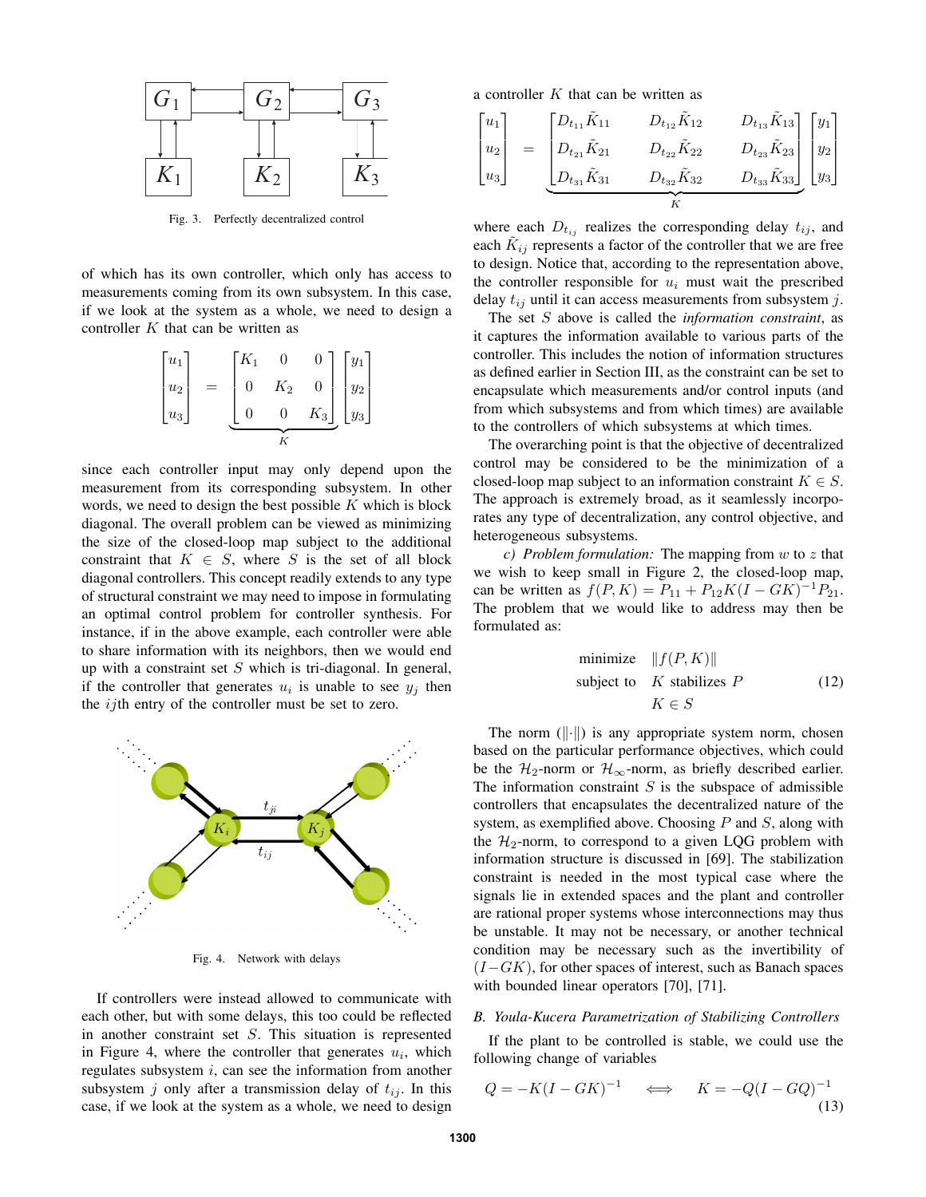Fig. 3. Perfectly decentralized control

of which has its own controller, which only has access to measurements coming from its own subsystem. In this case, if we look at the system as a whole, we need to design a controller $K$ that can be written as

$$\begin{bmatrix} u_1 \\ u_2 \\ u_3 \end{bmatrix} = \underbrace{\begin{bmatrix} K_1 & 0 & 0 \\ 0 & K_2 & 0 \\ 0 & 0 & K_3 \end{bmatrix}}_{K} \begin{bmatrix} y_1 \\ y_2 \\ y_3 \end{bmatrix}$$

since each controller input may only depend upon the measurement from its corresponding subsystem. In other words, we need to design the best possible $K$ which is block diagonal. The overall problem can be viewed as minimizing the size of the closed-loop map subject to the additional constraint that $K \in S$, where $S$ is the set of all block diagonal controllers. This concept readily extends to any type of structural constraint we may need to impose in formulating an optimal control problem for controller synthesis. For instance, if in the above example, each controller were able to share information with its neighbors, then we would end up with a constraint set $S$ which is tri-diagonal. In general, if the controller that generates $u_i$ is unable to see $y_j$ then the $ij$th entry of the controller must be set to zero.

Fig. 4. Network with delays

If controllers were instead allowed to communicate with each other, but with some delays, this too could be reflected in another constraint set $S$. This situation is represented in Figure 4, where the controller that generates $u_i$, which regulates subsystem $i$, can see the information from another subsystem $j$ only after a transmission delay of $t_{ij}$. In this case, if we look at the system as a whole, we need to design a controller $K$ that can be written as

$$\begin{bmatrix} u_1 \\ u_2 \\ u_3 \end{bmatrix} = \underbrace{\begin{bmatrix} D_{t_{11}}\tilde{K}_{11} & D_{t_{12}}\tilde{K}_{12} & D_{t_{13}}\tilde{K}_{13} \\ D_{t_{21}}\tilde{K}_{21} & D_{t_{22}}\tilde{K}_{22} & D_{t_{23}}\tilde{K}_{23} \\ D_{t_{31}}\tilde{K}_{31} & D_{t_{32}}\tilde{K}_{32} & D_{t_{33}}\tilde{K}_{33} \end{bmatrix}}_{K} \begin{bmatrix} y_1 \\ y_2 \\ y_3 \end{bmatrix}$$

where each $D_{t_{ij}}$ realizes the corresponding delay $t_{ij}$, and each $\tilde{K}_{ij}$ represents a factor of the controller that we are free to design. Notice that, according to the representation above, the controller responsible for $u_i$ must wait the prescribed delay $t_{ij}$ until it can access measurements from subsystem $j$.

The set $S$ above is called the *information constraint*, as it captures the information available to various parts of the controller. This includes the notion of information structures as defined earlier in Section III, as the constraint can be set to encapsulate which measurements and/or control inputs (and from which subsystems and from which times) are available to the controllers of which subsystems at which times.

The overarching point is that the objective of decentralized control may be considered to be the minimization of a closed-loop map subject to an information constraint $K \in S$. The approach is extremely broad, as it seamlessly incorporates any type of decentralization, any control objective, and heterogeneous subsystems.

*c) Problem formulation:* The mapping from $w$ to $z$ that we wish to keep small in Figure 2, the closed-loop map, can be written as $f(P, K) = P_{11} + P_{12}K(I - GK)^{-1}P_{21}$. The problem that we would like to address may then be formulated as:

$$\begin{aligned} \text{minimize} \quad & \|f(P, K)\| \\ \text{subject to} \quad & K \text{ stabilizes } P \\ & K \in S \end{aligned} \tag{12}$$

The norm ($\|\cdot\|$) is any appropriate system norm, chosen based on the particular performance objectives, which could be the $\mathcal{H}_2$-norm or $\mathcal{H}_\infty$-norm, as briefly described earlier. The information constraint $S$ is the subspace of admissible controllers that encapsulates the decentralized nature of the system, as exemplified above. Choosing $P$ and $S$, along with the $\mathcal{H}_2$-norm, to correspond to a given LQG problem with information structure is discussed in [69]. The stabilization constraint is needed in the most typical case where the signals live in extended spaces and the plant and controller are rational proper systems whose interconnections may thus be unstable. It may not be necessary, or another technical condition may be necessary such as the invertibility of $(I - GK)$, for other spaces of interest, such as Banach spaces with bounded linear operators [70], [71].

### B. Youla-Kucera Parametrization of Stabilizing Controllers

If the plant to be controlled is stable, we could use the following change of variables

$$Q = -K(I - GK)^{-1} \quad \iff \quad K = -Q(I - GQ)^{-1} \tag{13}$$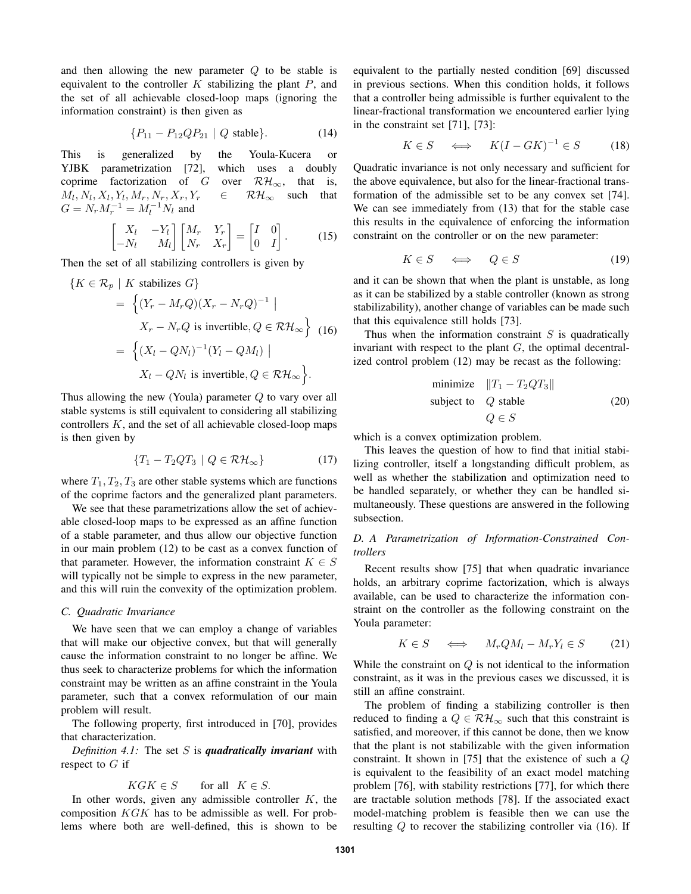and then allowing the new parameter $Q$ to be stable is equivalent to the controller $K$ stabilizing the plant $P$, and the set of all achievable closed-loop maps (ignoring the information constraint) is then given as

$$\{P_{11} - P_{12}QP_{21} \mid Q \text{ stable}\}. \tag{14}$$

This is generalized by the Youla-Kucera or YJBK parametrization [72], which uses a doubly coprime factorization of $G$ over $\mathcal{RH}_\infty$, that is, $M_l, N_l, X_l, Y_l, M_r, N_r, X_r, Y_r \in \mathcal{RH}_\infty$ such that $G = N_r M_r^{-1} = M_l^{-1} N_l$ and

$$\begin{bmatrix} X_l & -Y_l \\ -N_l & M_l \end{bmatrix} \begin{bmatrix} M_r & Y_r \\ N_r & X_r \end{bmatrix} = \begin{bmatrix} I & 0 \\ 0 & I \end{bmatrix}. \tag{15}$$

Then the set of all stabilizing controllers is given by

$$\begin{aligned} \{K \in \mathcal{R}_p \mid K \text{ stabilizes } G\} \\ = \Big\{ (Y_r - M_r Q)(X_r - N_r Q)^{-1} \mid \\ X_r - N_r Q \text{ is invertible}, Q \in \mathcal{RH}_\infty \Big\} \\ = \Big\{ (X_l - QN_l)^{-1}(Y_l - QM_l) \mid \\ X_l - QN_l \text{ is invertible}, Q \in \mathcal{RH}_\infty \Big\}. \end{aligned} \tag{16}$$

Thus allowing the new (Youla) parameter $Q$ to vary over all stable systems is still equivalent to considering all stabilizing controllers $K$, and the set of all achievable closed-loop maps is then given by

$$\{T_1 - T_2 Q T_3 \mid Q \in \mathcal{RH}_\infty\} \tag{17}$$

where $T_1, T_2, T_3$ are other stable systems which are functions of the coprime factors and the generalized plant parameters.

We see that these parametrizations allow the set of achievable closed-loop maps to be expressed as an affine function of a stable parameter, and thus allow our objective function in our main problem (12) to be cast as a convex function of that parameter. However, the information constraint $K \in S$ will typically not be simple to express in the new parameter, and this will ruin the convexity of the optimization problem.

### *C. Quadratic Invariance*

We have seen that we can employ a change of variables that will make our objective convex, but that will generally cause the information constraint to no longer be affine. We thus seek to characterize problems for which the information constraint may be written as an affine constraint in the Youla parameter, such that a convex reformulation of our main problem will result.

The following property, first introduced in [70], provides that characterization.

*Definition 4.1:* The set $S$ is ***quadratically invariant*** with respect to $G$ if

$$KGK \in S \qquad \text{for all} \quad K \in S.$$

In other words, given any admissible controller $K$, the composition $KGK$ has to be admissible as well. For problems where both are well-defined, this is shown to be equivalent to the partially nested condition [69] discussed in previous sections. When this condition holds, it follows that a controller being admissible is further equivalent to the linear-fractional transformation we encountered earlier lying in the constraint set [71], [73]:

$$K \in S \quad \iff \quad K(I - GK)^{-1} \in S \tag{18}$$

Quadratic invariance is not only necessary and sufficient for the above equivalence, but also for the linear-fractional transformation of the admissible set to be any convex set [74]. We can see immediately from (13) that for the stable case this results in the equivalence of enforcing the information constraint on the controller or on the new parameter:

$$K \in S \quad \iff \quad Q \in S \tag{19}$$

and it can be shown that when the plant is unstable, as long as it can be stabilized by a stable controller (known as strong stabilizability), another change of variables can be made such that this equivalence still holds [73].

Thus when the information constraint $S$ is quadratically invariant with respect to the plant $G$, the optimal decentralized control problem (12) may be recast as the following:

$$\begin{aligned} \text{minimize} \quad & \|T_1 - T_2 Q T_3\| \\ \text{subject to} \quad & Q \text{ stable} \\ & Q \in S \end{aligned} \tag{20}$$

which is a convex optimization problem.

This leaves the question of how to find that initial stabilizing controller, itself a longstanding difficult problem, as well as whether the stabilization and optimization need to be handled separately, or whether they can be handled simultaneously. These questions are answered in the following subsection.

### *D. A Parametrization of Information-Constrained Controllers*

Recent results show [75] that when quadratic invariance holds, an arbitrary coprime factorization, which is always available, can be used to characterize the information constraint on the controller as the following constraint on the Youla parameter:

$$K \in S \quad \iff \quad M_r Q M_l - M_r Y_l \in S \tag{21}$$

While the constraint on $Q$ is not identical to the information constraint, as it was in the previous cases we discussed, it is still an affine constraint.

The problem of finding a stabilizing controller is then reduced to finding a $Q \in \mathcal{RH}_\infty$ such that this constraint is satisfied, and moreover, if this cannot be done, then we know that the plant is not stabilizable with the given information constraint. It shown in [75] that the existence of such a $Q$ is equivalent to the feasibility of an exact model matching problem [76], with stability restrictions [77], for which there are tractable solution methods [78]. If the associated exact model-matching problem is feasible then we can use the resulting $Q$ to recover the stabilizing controller via (16). If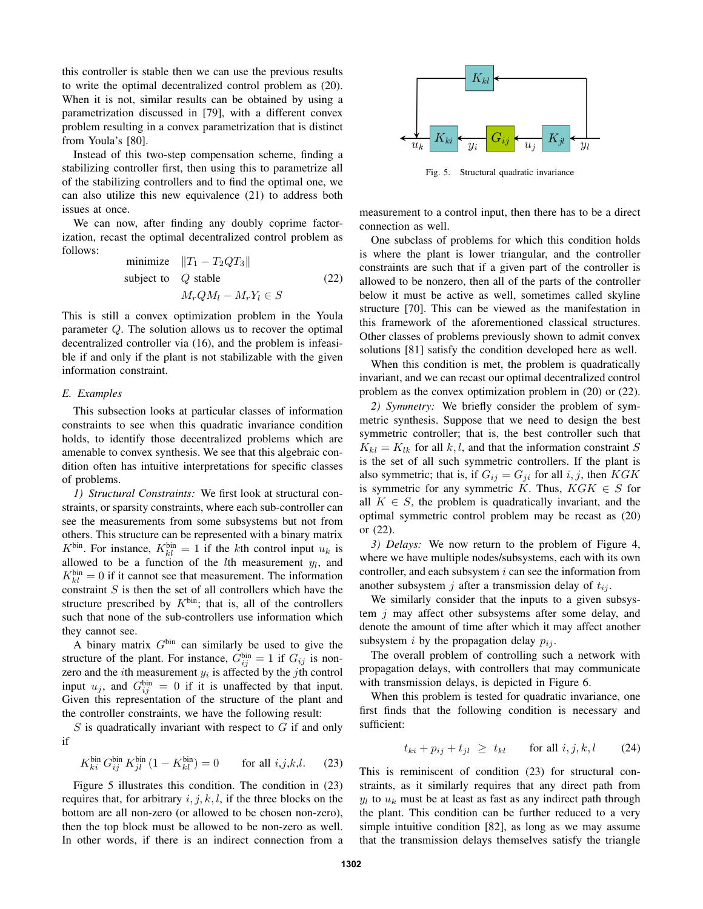this controller is stable then we can use the previous results to write the optimal decentralized control problem as (20). When it is not, similar results can be obtained by using a parametrization discussed in [79], with a different convex problem resulting in a convex parametrization that is distinct from Youla's [80].

Instead of this two-step compensation scheme, finding a stabilizing controller first, then using this to parametrize all of the stabilizing controllers and to find the optimal one, we can also utilize this new equivalence (21) to address both issues at once.

We can now, after finding any doubly coprime factorization, recast the optimal decentralized control problem as follows:

$$\begin{aligned} \text{minimize} \quad & \|T_1 - T_2 Q T_3\| \\ \text{subject to} \quad & Q \text{ stable} \\ & M_r Q M_l - M_r Y_l \in S \end{aligned} \tag{22}$$

This is still a convex optimization problem in the Youla parameter $Q$. The solution allows us to recover the optimal decentralized controller via (16), and the problem is infeasible if and only if the plant is not stabilizable with the given information constraint.

### E. Examples

This subsection looks at particular classes of information constraints to see when this quadratic invariance condition holds, to identify those decentralized problems which are amenable to convex synthesis. We see that this algebraic condition often has intuitive interpretations for specific classes of problems.

*1) Structural Constraints:* We first look at structural constraints, or sparsity constraints, where each sub-controller can see the measurements from some subsystems but not from others. This structure can be represented with a binary matrix $K^{\text{bin}}$. For instance, $K^{\text{bin}}_{kl} = 1$ if the $k$th control input $u_k$ is allowed to be a function of the $l$th measurement $y_l$, and $K^{\text{bin}}_{kl} = 0$ if it cannot see that measurement. The information constraint $S$ is then the set of all controllers which have the structure prescribed by $K^{\text{bin}}$; that is, all of the controllers such that none of the sub-controllers use information which they cannot see.

A binary matrix $G^{\text{bin}}$ can similarly be used to give the structure of the plant. For instance, $G^{\text{bin}}_{ij} = 1$ if $G_{ij}$ is nonzero and the $i$th measurement $y_i$ is affected by the $j$th control input $u_j$, and $G^{\text{bin}}_{ij} = 0$ if it is unaffected by that input. Given this representation of the structure of the plant and the controller constraints, we have the following result:

$S$ is quadratically invariant with respect to $G$ if and only if

$$K^{\text{bin}}_{ki} \, G^{\text{bin}}_{ij} \, K^{\text{bin}}_{jl} \, (1 - K^{\text{bin}}_{kl}) = 0 \qquad \text{for all } i,j,k,l. \tag{23}$$

Figure 5 illustrates this condition. The condition in (23) requires that, for arbitrary $i, j, k, l$, if the three blocks on the bottom are all non-zero (or allowed to be chosen non-zero), then the top block must be allowed to be non-zero as well. In other words, if there is an indirect connection from a measurement to a control input, then there has to be a direct connection as well.

Fig. 5. Structural quadratic invariance

One subclass of problems for which this condition holds is where the plant is lower triangular, and the controller constraints are such that if a given part of the controller is allowed to be nonzero, then all of the parts of the controller below it must be active as well, sometimes called skyline structure [70]. This can be viewed as the manifestation in this framework of the aforementioned classical structures. Other classes of problems previously shown to admit convex solutions [81] satisfy the condition developed here as well.

When this condition is met, the problem is quadratically invariant, and we can recast our optimal decentralized control problem as the convex optimization problem in (20) or (22).

*2) Symmetry:* We briefly consider the problem of symmetric synthesis. Suppose that we need to design the best symmetric controller; that is, the best controller such that $K_{kl} = K_{lk}$ for all $k, l$, and that the information constraint $S$ is the set of all such symmetric controllers. If the plant is also symmetric; that is, if $G_{ij} = G_{ji}$ for all $i, j$, then $KGK$ is symmetric for any symmetric $K$. Thus, $KGK \in S$ for all $K \in S$, the problem is quadratically invariant, and the optimal symmetric control problem may be recast as (20) or (22).

*3) Delays:* We now return to the problem of Figure 4, where we have multiple nodes/subsystems, each with its own controller, and each subsystem $i$ can see the information from another subsystem $j$ after a transmission delay of $t_{ij}$.

We similarly consider that the inputs to a given subsystem $j$ may affect other subsystems after some delay, and denote the amount of time after which it may affect another subsystem $i$ by the propagation delay $p_{ij}$.

The overall problem of controlling such a network with propagation delays, with controllers that may communicate with transmission delays, is depicted in Figure 6.

When this problem is tested for quadratic invariance, one first finds that the following condition is necessary and sufficient:

$$t_{ki} + p_{ij} + t_{jl} \;\geq\; t_{kl} \qquad \text{for all } i, j, k, l \tag{24}$$

This is reminiscent of condition (23) for structural constraints, as it similarly requires that any direct path from $y_l$ to $u_k$ must be at least as fast as any indirect path through the plant. This condition can be further reduced to a very simple intuitive condition [82], as long as we may assume that the transmission delays themselves satisfy the triangle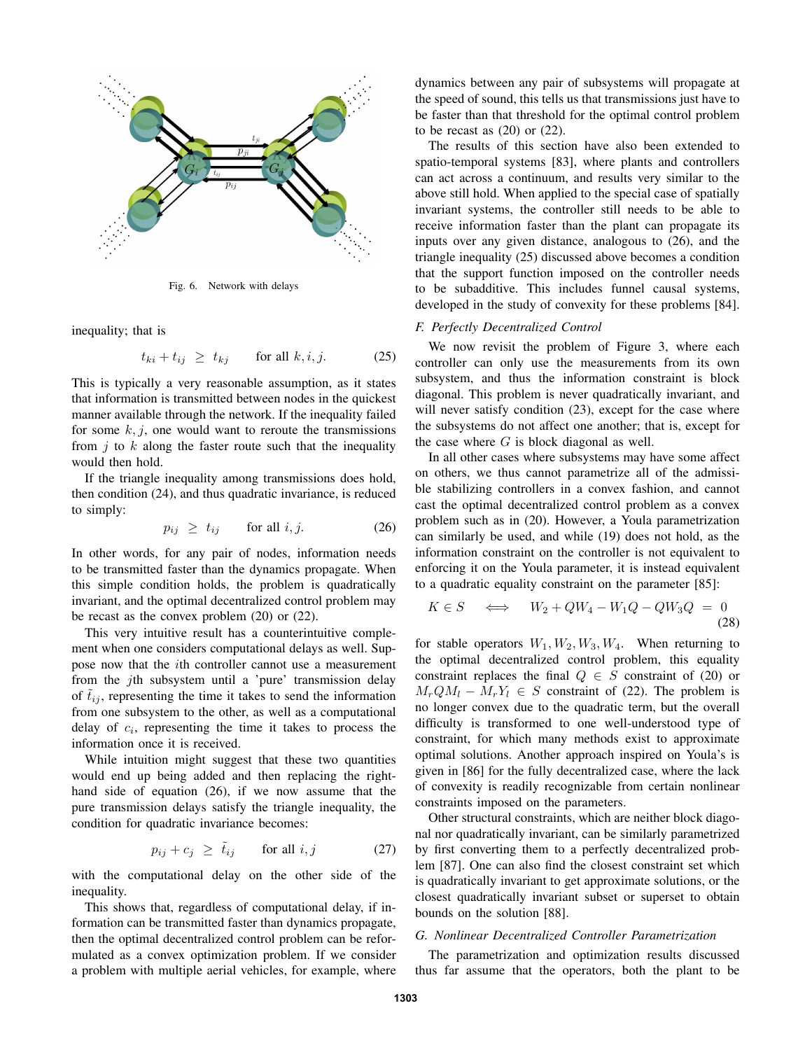Fig. 6. Network with delays

inequality; that is

$$t_{ki} + t_{ij} \geq t_{kj} \qquad \text{for all } k, i, j. \tag{25}$$

This is typically a very reasonable assumption, as it states that information is transmitted between nodes in the quickest manner available through the network. If the inequality failed for some $k, j$, one would want to reroute the transmissions from $j$ to $k$ along the faster route such that the inequality would then hold.

If the triangle inequality among transmissions does hold, then condition (24), and thus quadratic invariance, is reduced to simply:

$$p_{ij} \geq t_{ij} \qquad \text{for all } i, j. \tag{26}$$

In other words, for any pair of nodes, information needs to be transmitted faster than the dynamics propagate. When this simple condition holds, the problem is quadratically invariant, and the optimal decentralized control problem may be recast as the convex problem (20) or (22).

This very intuitive result has a counterintuitive complement when one considers computational delays as well. Suppose now that the $i$th controller cannot use a measurement from the $j$th subsystem until a 'pure' transmission delay of $\tilde{t}_{ij}$, representing the time it takes to send the information from one subsystem to the other, as well as a computational delay of $c_i$, representing the time it takes to process the information once it is received.

While intuition might suggest that these two quantities would end up being added and then replacing the right-hand side of equation (26), if we now assume that the pure transmission delays satisfy the triangle inequality, the condition for quadratic invariance becomes:

$$p_{ij} + c_j \geq \tilde{t}_{ij} \qquad \text{for all } i, j \tag{27}$$

with the computational delay on the other side of the inequality.

This shows that, regardless of computational delay, if information can be transmitted faster than dynamics propagate, then the optimal decentralized control problem can be reformulated as a convex optimization problem. If we consider a problem with multiple aerial vehicles, for example, where dynamics between any pair of subsystems will propagate at the speed of sound, this tells us that transmissions just have to be faster than that threshold for the optimal control problem to be recast as (20) or (22).

The results of this section have also been extended to spatio-temporal systems [83], where plants and controllers can act across a continuum, and results very similar to the above still hold. When applied to the special case of spatially invariant systems, the controller still needs to be able to receive information faster than the plant can propagate its inputs over any given distance, analogous to (26), and the triangle inequality (25) discussed above becomes a condition that the support function imposed on the controller needs to be subadditive. This includes funnel causal systems, developed in the study of convexity for these problems [84].

### F. Perfectly Decentralized Control

We now revisit the problem of Figure 3, where each controller can only use the measurements from its own subsystem, and thus the information constraint is block diagonal. This problem is never quadratically invariant, and will never satisfy condition (23), except for the case where the subsystems do not affect one another; that is, except for the case where $G$ is block diagonal as well.

In all other cases where subsystems may have some affect on others, we thus cannot parametrize all of the admissible stabilizing controllers in a convex fashion, and cannot cast the optimal decentralized control problem as a convex problem such as in (20). However, a Youla parametrization can similarly be used, and while (19) does not hold, as the information constraint on the controller is not equivalent to enforcing it on the Youla parameter, it is instead equivalent to a quadratic equality constraint on the parameter [85]:

$$K \in S \quad \Longleftrightarrow \quad W_2 + QW_4 - W_1 Q - QW_3 Q \;=\; 0 \tag{28}$$

for stable operators $W_1, W_2, W_3, W_4$. When returning to the optimal decentralized control problem, this equality constraint replaces the final $Q \in S$ constraint of (20) or $M_r Q M_l - M_r Y_l \in S$ constraint of (22). The problem is no longer convex due to the quadratic term, but the overall difficulty is transformed to one well-understood type of constraint, for which many methods exist to approximate optimal solutions. Another approach inspired on Youla's is given in [86] for the fully decentralized case, where the lack of convexity is readily recognizable from certain nonlinear constraints imposed on the parameters.

Other structural constraints, which are neither block diagonal nor quadratically invariant, can be similarly parametrized by first converting them to a perfectly decentralized problem [87]. One can also find the closest constraint set which is quadratically invariant to get approximate solutions, or the closest quadratically invariant subset or superset to obtain bounds on the solution [88].

### G. Nonlinear Decentralized Controller Parametrization

The parametrization and optimization results discussed thus far assume that the operators, both the plant to be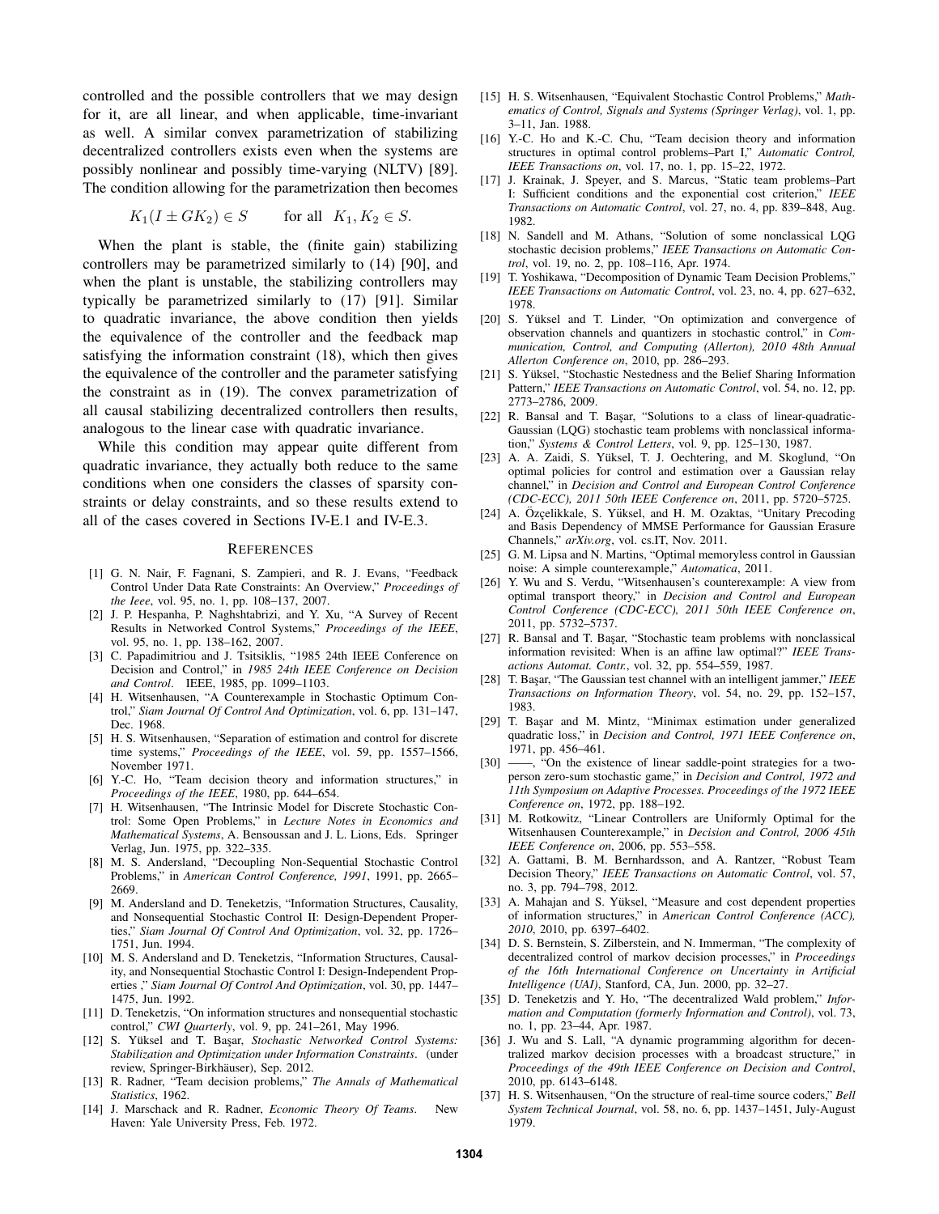controlled and the possible controllers that we may design for it, are all linear, and when applicable, time-invariant as well. A similar convex parametrization of stabilizing decentralized controllers exists even when the systems are possibly nonlinear and possibly time-varying (NLTV) [89]. The condition allowing for the parametrization then becomes

$$K_1(I \pm GK_2) \in S \qquad \text{for all} \quad K_1, K_2 \in S.$$

When the plant is stable, the (finite gain) stabilizing controllers may be parametrized similarly to (14) [90], and when the plant is unstable, the stabilizing controllers may typically be parametrized similarly to (17) [91]. Similar to quadratic invariance, the above condition then yields the equivalence of the controller and the feedback map satisfying the information constraint (18), which then gives the equivalence of the controller and the parameter satisfying the constraint as in (19). The convex parametrization of all causal stabilizing decentralized controllers then results, analogous to the linear case with quadratic invariance.

While this condition may appear quite different from quadratic invariance, they actually both reduce to the same conditions when one considers the classes of sparsity constraints or delay constraints, and so these results extend to all of the cases covered in Sections IV-E.1 and IV-E.3.

## References

[1] G. N. Nair, F. Fagnani, S. Zampieri, and R. J. Evans, "Feedback Control Under Data Rate Constraints: An Overview," *Proceedings of the Ieee*, vol. 95, no. 1, pp. 108–137, 2007.

[2] J. P. Hespanha, P. Naghshtabrizi, and Y. Xu, "A Survey of Recent Results in Networked Control Systems," *Proceedings of the IEEE*, vol. 95, no. 1, pp. 138–162, 2007.

[3] C. Papadimitriou and J. Tsitsiklis, "1985 24th IEEE Conference on Decision and Control," in *1985 24th IEEE Conference on Decision and Control*. IEEE, 1985, pp. 1099–1103.

[4] H. Witsenhausen, "A Counterexample in Stochastic Optimum Control," *Siam Journal Of Control And Optimization*, vol. 6, pp. 131–147, Dec. 1968.

[5] H. S. Witsenhausen, "Separation of estimation and control for discrete time systems," *Proceedings of the IEEE*, vol. 59, pp. 1557–1566, November 1971.

[6] Y.-C. Ho, "Team decision theory and information structures," in *Proceedings of the IEEE*, 1980, pp. 644–654.

[7] H. Witsenhausen, "The Intrinsic Model for Discrete Stochastic Control: Some Open Problems," in *Lecture Notes in Economics and Mathematical Systems*, A. Bensoussan and J. L. Lions, Eds. Springer Verlag, Jun. 1975, pp. 322–335.

[8] M. S. Andersland, "Decoupling Non-Sequential Stochastic Control Problems," in *American Control Conference, 1991*, 1991, pp. 2665–2669.

[9] M. Andersland and D. Teneketzis, "Information Structures, Causality, and Nonsequential Stochastic Control II: Design-Dependent Properties," *Siam Journal Of Control And Optimization*, vol. 32, pp. 1726–1751, Jun. 1994.

[10] M. S. Andersland and D. Teneketzis, "Information Structures, Causality, and Nonsequential Stochastic Control I: Design-Independent Properties ," *Siam Journal Of Control And Optimization*, vol. 30, pp. 1447–1475, Jun. 1992.

[11] D. Teneketzis, "On information structures and nonsequential stochastic control," *CWI Quarterly*, vol. 9, pp. 241–261, May 1996.

[12] S. Yüksel and T. Başar, *Stochastic Networked Control Systems: Stabilization and Optimization under Information Constraints*. (under review, Springer-Birkhäuser), Sep. 2012.

[13] R. Radner, "Team decision problems," *The Annals of Mathematical Statistics*, 1962.

[14] J. Marschack and R. Radner, *Economic Theory Of Teams*. New Haven: Yale University Press, Feb. 1972.

[15] H. S. Witsenhausen, "Equivalent Stochastic Control Problems," *Mathematics of Control, Signals and Systems (Springer Verlag)*, vol. 1, pp. 3–11, Jan. 1988.

[16] Y.-C. Ho and K.-C. Chu, "Team decision theory and information structures in optimal control problems–Part I," *Automatic Control, IEEE Transactions on*, vol. 17, no. 1, pp. 15–22, 1972.

[17] J. Krainak, J. Speyer, and S. Marcus, "Static team problems–Part I: Sufficient conditions and the exponential cost criterion," *IEEE Transactions on Automatic Control*, vol. 27, no. 4, pp. 839–848, Aug. 1982.

[18] N. Sandell and M. Athans, "Solution of some nonclassical LQG stochastic decision problems," *IEEE Transactions on Automatic Control*, vol. 19, no. 2, pp. 108–116, Apr. 1974.

[19] T. Yoshikawa, "Decomposition of Dynamic Team Decision Problems," *IEEE Transactions on Automatic Control*, vol. 23, no. 4, pp. 627–632, 1978.

[20] S. Yüksel and T. Linder, "On optimization and convergence of observation channels and quantizers in stochastic control," in *Communication, Control, and Computing (Allerton), 2010 48th Annual Allerton Conference on*, 2010, pp. 286–293.

[21] S. Yüksel, "Stochastic Nestedness and the Belief Sharing Information Pattern," *IEEE Transactions on Automatic Control*, vol. 54, no. 12, pp. 2773–2786, 2009.

[22] R. Bansal and T. Başar, "Solutions to a class of linear-quadratic-Gaussian (LQG) stochastic team problems with nonclassical information," *Systems & Control Letters*, vol. 9, pp. 125–130, 1987.

[23] A. A. Zaidi, S. Yüksel, T. J. Oechtering, and M. Skoglund, "On optimal policies for control and estimation over a Gaussian relay channel," in *Decision and Control and European Control Conference (CDC-ECC), 2011 50th IEEE Conference on*, 2011, pp. 5720–5725.

[24] A. Özçelikkale, S. Yüksel, and H. M. Ozaktas, "Unitary Precoding and Basis Dependency of MMSE Performance for Gaussian Erasure Channels," *arXiv.org*, vol. cs.IT, Nov. 2011.

[25] G. M. Lipsa and N. Martins, "Optimal memoryless control in Gaussian noise: A simple counterexample," *Automatica*, 2011.

[26] Y. Wu and S. Verdu, "Witsenhausen's counterexample: A view from optimal transport theory," in *Decision and Control and European Control Conference (CDC-ECC), 2011 50th IEEE Conference on*, 2011, pp. 5732–5737.

[27] R. Bansal and T. Başar, "Stochastic team problems with nonclassical information revisited: When is an affine law optimal?" *IEEE Transactions Automat. Contr.*, vol. 32, pp. 554–559, 1987.

[28] T. Başar, "The Gaussian test channel with an intelligent jammer," *IEEE Transactions on Information Theory*, vol. 54, no. 29, pp. 152–157, 1983.

[29] T. Başar and M. Mintz, "Minimax estimation under generalized quadratic loss," in *Decision and Control, 1971 IEEE Conference on*, 1971, pp. 456–461.

[30] ——, "On the existence of linear saddle-point strategies for a two-person zero-sum stochastic game," in *Decision and Control, 1972 and 11th Symposium on Adaptive Processes. Proceedings of the 1972 IEEE Conference on*, 1972, pp. 188–192.

[31] M. Rotkowitz, "Linear Controllers are Uniformly Optimal for the Witsenhausen Counterexample," in *Decision and Control, 2006 45th IEEE Conference on*, 2006, pp. 553–558.

[32] A. Gattami, B. M. Bernhardsson, and A. Rantzer, "Robust Team Decision Theory," *IEEE Transactions on Automatic Control*, vol. 57, no. 3, pp. 794–798, 2012.

[33] A. Mahajan and S. Yüksel, "Measure and cost dependent properties of information structures," in *American Control Conference (ACC), 2010*, 2010, pp. 6397–6402.

[34] D. S. Bernstein, S. Zilberstein, and N. Immerman, "The complexity of decentralized control of markov decision processes," in *Proceedings of the 16th International Conference on Uncertainty in Artificial Intelligence (UAI)*, Stanford, CA, Jun. 2000, pp. 32–27.

[35] D. Teneketzis and Y. Ho, "The decentralized Wald problem," *Information and Computation (formerly Information and Control)*, vol. 73, no. 1, pp. 23–44, Apr. 1987.

[36] J. Wu and S. Lall, "A dynamic programming algorithm for decentralized markov decision processes with a broadcast structure," in *Proceedings of the 49th IEEE Conference on Decision and Control*, 2010, pp. 6143–6148.

[37] H. S. Witsenhausen, "On the structure of real-time source coders," *Bell System Technical Journal*, vol. 58, no. 6, pp. 1437–1451, July-August 1979.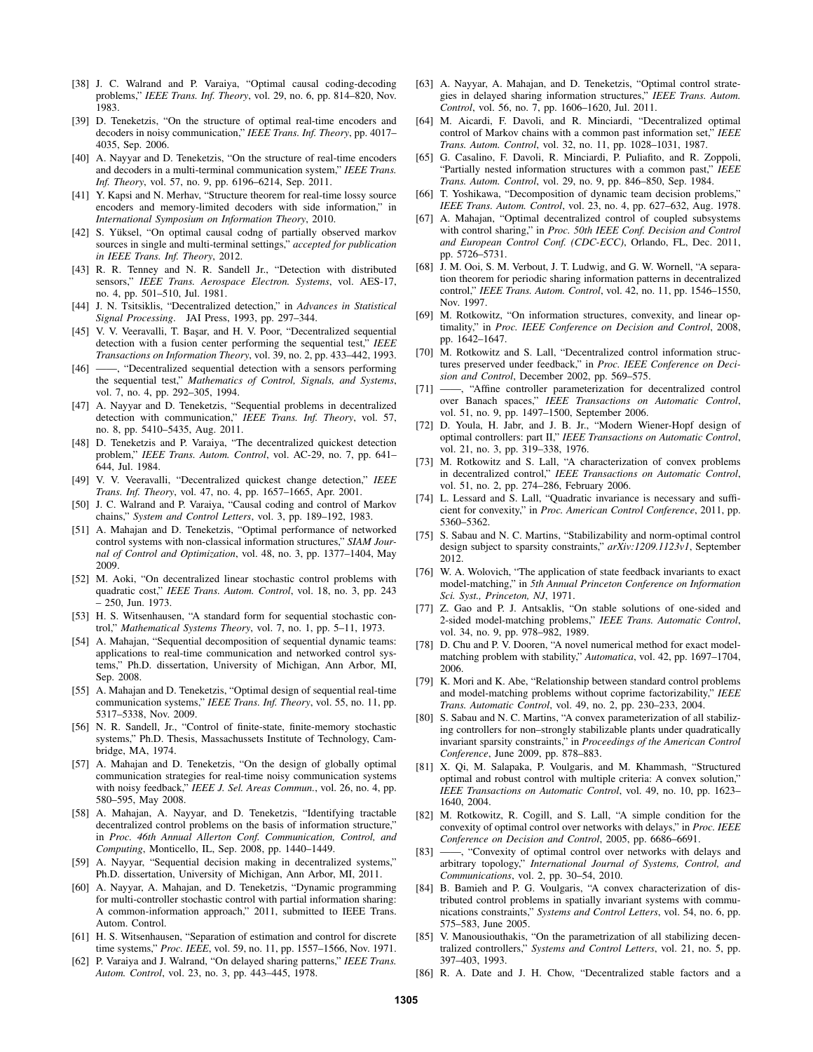[38] J. C. Walrand and P. Varaiya, "Optimal causal coding-decoding problems," *IEEE Trans. Inf. Theory*, vol. 29, no. 6, pp. 814–820, Nov. 1983.

[39] D. Teneketzis, "On the structure of optimal real-time encoders and decoders in noisy communication," *IEEE Trans. Inf. Theory*, pp. 4017–4035, Sep. 2006.

[40] A. Nayyar and D. Teneketzis, "On the structure of real-time encoders and decoders in a multi-terminal communication system," *IEEE Trans. Inf. Theory*, vol. 57, no. 9, pp. 6196–6214, Sep. 2011.

[41] Y. Kapsi and N. Merhav, "Structure theorem for real-time lossy source encoders and memory-limited decoders with side information," in *International Symposium on Information Theory*, 2010.

[42] S. Yüksel, "On optimal causal codng of partially observed markov sources in single and multi-terminal settings," *accepted for publication in IEEE Trans. Inf. Theory*, 2012.

[43] R. R. Tenney and N. R. Sandell Jr., "Detection with distributed sensors," *IEEE Trans. Aerospace Electron. Systems*, vol. AES-17, no. 4, pp. 501–510, Jul. 1981.

[44] J. N. Tsitsiklis, "Decentralized detection," in *Advances in Statistical Signal Processing*. JAI Press, 1993, pp. 297–344.

[45] V. V. Veeravalli, T. Başar, and H. V. Poor, "Decentralized sequential detection with a fusion center performing the sequential test," *IEEE Transactions on Information Theory*, vol. 39, no. 2, pp. 433–442, 1993.

[46] ——, "Decentralized sequential detection with a sensors performing the sequential test," *Mathematics of Control, Signals, and Systems*, vol. 7, no. 4, pp. 292–305, 1994.

[47] A. Nayyar and D. Teneketzis, "Sequential problems in decentralized detection with communication," *IEEE Trans. Inf. Theory*, vol. 57, no. 8, pp. 5410–5435, Aug. 2011.

[48] D. Teneketzis and P. Varaiya, "The decentralized quickest detection problem," *IEEE Trans. Autom. Control*, vol. AC-29, no. 7, pp. 641–644, Jul. 1984.

[49] V. V. Veeravalli, "Decentralized quickest change detection," *IEEE Trans. Inf. Theory*, vol. 47, no. 4, pp. 1657–1665, Apr. 2001.

[50] J. C. Walrand and P. Varaiya, "Causal coding and control of Markov chains," *System and Control Letters*, vol. 3, pp. 189–192, 1983.

[51] A. Mahajan and D. Teneketzis, "Optimal performance of networked control systems with non-classical information structures," *SIAM Journal of Control and Optimization*, vol. 48, no. 3, pp. 1377–1404, May 2009.

[52] M. Aoki, "On decentralized linear stochastic control problems with quadratic cost," *IEEE Trans. Autom. Control*, vol. 18, no. 3, pp. 243 – 250, Jun. 1973.

[53] H. S. Witsenhausen, "A standard form for sequential stochastic control," *Mathematical Systems Theory*, vol. 7, no. 1, pp. 5–11, 1973.

[54] A. Mahajan, "Sequential decomposition of sequential dynamic teams: applications to real-time communication and networked control systems," Ph.D. dissertation, University of Michigan, Ann Arbor, MI, Sep. 2008.

[55] A. Mahajan and D. Teneketzis, "Optimal design of sequential real-time communication systems," *IEEE Trans. Inf. Theory*, vol. 55, no. 11, pp. 5317–5338, Nov. 2009.

[56] N. R. Sandell, Jr., "Control of finite-state, finite-memory stochastic systems," Ph.D. Thesis, Massachussets Institute of Technology, Cambridge, MA, 1974.

[57] A. Mahajan and D. Teneketzis, "On the design of globally optimal communication strategies for real-time noisy communication systems with noisy feedback," *IEEE J. Sel. Areas Commun.*, vol. 26, no. 4, pp. 580–595, May 2008.

[58] A. Mahajan, A. Nayyar, and D. Teneketzis, "Identifying tractable decentralized control problems on the basis of information structure," in *Proc. 46th Annual Allerton Conf. Communication, Control, and Computing*, Monticello, IL, Sep. 2008, pp. 1440–1449.

[59] A. Nayyar, "Sequential decision making in decentralized systems," Ph.D. dissertation, University of Michigan, Ann Arbor, MI, 2011.

[60] A. Nayyar, A. Mahajan, and D. Teneketzis, "Dynamic programming for multi-controller stochastic control with partial information sharing: A common-information approach," 2011, submitted to IEEE Trans. Autom. Control.

[61] H. S. Witsenhausen, "Separation of estimation and control for discrete time systems," *Proc. IEEE*, vol. 59, no. 11, pp. 1557–1566, Nov. 1971.

[62] P. Varaiya and J. Walrand, "On delayed sharing patterns," *IEEE Trans. Autom. Control*, vol. 23, no. 3, pp. 443–445, 1978.

[63] A. Nayyar, A. Mahajan, and D. Teneketzis, "Optimal control strategies in delayed sharing information structures," *IEEE Trans. Autom. Control*, vol. 56, no. 7, pp. 1606–1620, Jul. 2011.

[64] M. Aicardi, F. Davoli, and R. Minciardi, "Decentralized optimal control of Markov chains with a common past information set," *IEEE Trans. Autom. Control*, vol. 32, no. 11, pp. 1028–1031, 1987.

[65] G. Casalino, F. Davoli, R. Minciardi, P. Puliafito, and R. Zoppoli, "Partially nested information structures with a common past," *IEEE Trans. Autom. Control*, vol. 29, no. 9, pp. 846–850, Sep. 1984.

[66] T. Yoshikawa, "Decomposition of dynamic team decision problems," *IEEE Trans. Autom. Control*, vol. 23, no. 4, pp. 627–632, Aug. 1978.

[67] A. Mahajan, "Optimal decentralized control of coupled subsystems with control sharing," in *Proc. 50th IEEE Conf. Decision and Control and European Control Conf. (CDC-ECC)*, Orlando, FL, Dec. 2011, pp. 5726–5731.

[68] J. M. Ooi, S. M. Verbout, J. T. Ludwig, and G. W. Wornell, "A separation theorem for periodic sharing information patterns in decentralized control," *IEEE Trans. Autom. Control*, vol. 42, no. 11, pp. 1546–1550, Nov. 1997.

[69] M. Rotkowitz, "On information structures, convexity, and linear optimality," in *Proc. IEEE Conference on Decision and Control*, 2008, pp. 1642–1647.

[70] M. Rotkowitz and S. Lall, "Decentralized control information structures preserved under feedback," in *Proc. IEEE Conference on Decision and Control*, December 2002, pp. 569–575.

[71] ——, "Affine controller parameterization for decentralized control over Banach spaces," *IEEE Transactions on Automatic Control*, vol. 51, no. 9, pp. 1497–1500, September 2006.

[72] D. Youla, H. Jabr, and J. B. Jr., "Modern Wiener-Hopf design of optimal controllers: part II," *IEEE Transactions on Automatic Control*, vol. 21, no. 3, pp. 319–338, 1976.

[73] M. Rotkowitz and S. Lall, "A characterization of convex problems in decentralized control," *IEEE Transactions on Automatic Control*, vol. 51, no. 2, pp. 274–286, February 2006.

[74] L. Lessard and S. Lall, "Quadratic invariance is necessary and sufficient for convexity," in *Proc. American Control Conference*, 2011, pp. 5360–5362.

[75] S. Sabau and N. C. Martins, "Stabilizability and norm-optimal control design subject to sparsity constraints," *arXiv:1209.1123v1*, September 2012.

[76] W. A. Wolovich, "The application of state feedback invariants to exact model-matching," in *5th Annual Princeton Conference on Information Sci. Syst., Princeton, NJ*, 1971.

[77] Z. Gao and P. J. Antsaklis, "On stable solutions of one-sided and 2-sided model-matching problems," *IEEE Trans. Automatic Control*, vol. 34, no. 9, pp. 978–982, 1989.

[78] D. Chu and P. V. Dooren, "A novel numerical method for exact model-matching problem with stability," *Automatica*, vol. 42, pp. 1697–1704, 2006.

[79] K. Mori and K. Abe, "Relationship between standard control problems and model-matching problems without coprime factorizability," *IEEE Trans. Automatic Control*, vol. 49, no. 2, pp. 230–233, 2004.

[80] S. Sabau and N. C. Martins, "A convex parameterization of all stabilizing controllers for non–strongly stabilizable plants under quadratically invariant sparsity constraints," in *Proceedings of the American Control Conference*, June 2009, pp. 878–883.

[81] X. Qi, M. Salapaka, P. Voulgaris, and M. Khammash, "Structured optimal and robust control with multiple criteria: A convex solution," *IEEE Transactions on Automatic Control*, vol. 49, no. 10, pp. 1623–1640, 2004.

[82] M. Rotkowitz, R. Cogill, and S. Lall, "A simple condition for the convexity of optimal control over networks with delays," in *Proc. IEEE Conference on Decision and Control*, 2005, pp. 6686–6691.

[83] ——, "Convexity of optimal control over networks with delays and arbitrary topology," *International Journal of Systems, Control, and Communications*, vol. 2, pp. 30–54, 2010.

[84] B. Bamieh and P. G. Voulgaris, "A convex characterization of distributed control problems in spatially invariant systems with communications constraints," *Systems and Control Letters*, vol. 54, no. 6, pp. 575–583, June 2005.

[85] V. Manousiouthakis, "On the parametrization of all stabilizing decentralized controllers," *Systems and Control Letters*, vol. 21, no. 5, pp. 397–403, 1993.

[86] R. A. Date and J. H. Chow, "Decentralized stable factors and a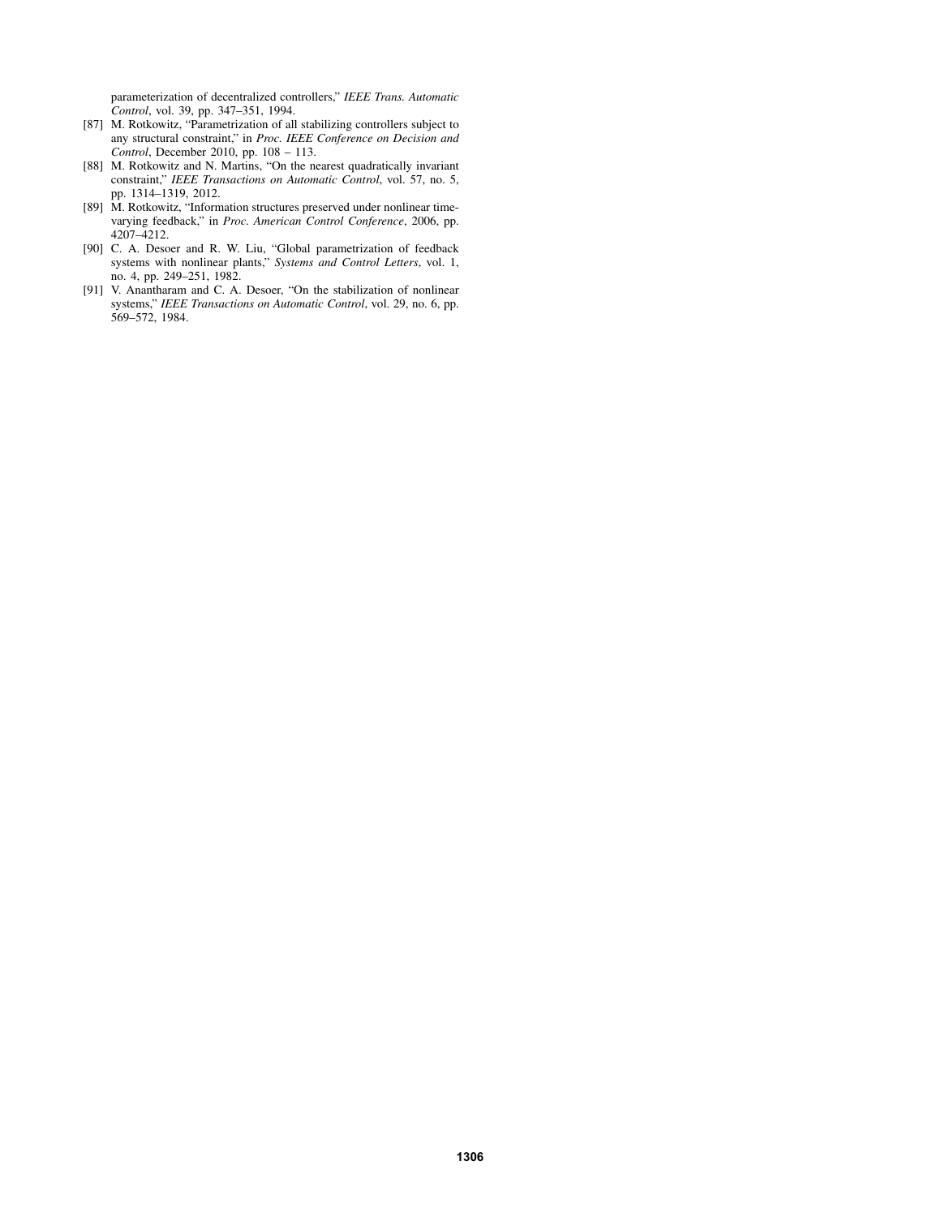parameterization of decentralized controllers," *IEEE Trans. Automatic Control*, vol. 39, pp. 347–351, 1994.

[87] M. Rotkowitz, "Parametrization of all stabilizing controllers subject to any structural constraint," in *Proc. IEEE Conference on Decision and Control*, December 2010, pp. 108 – 113.

[88] M. Rotkowitz and N. Martins, "On the nearest quadratically invariant constraint," *IEEE Transactions on Automatic Control*, vol. 57, no. 5, pp. 1314–1319, 2012.

[89] M. Rotkowitz, "Information structures preserved under nonlinear time-varying feedback," in *Proc. American Control Conference*, 2006, pp. 4207–4212.

[90] C. A. Desoer and R. W. Liu, "Global parametrization of feedback systems with nonlinear plants," *Systems and Control Letters*, vol. 1, no. 4, pp. 249–251, 1982.

[91] V. Anantharam and C. A. Desoer, "On the stabilization of nonlinear systems," *IEEE Transactions on Automatic Control*, vol. 29, no. 6, pp. 569–572, 1984.